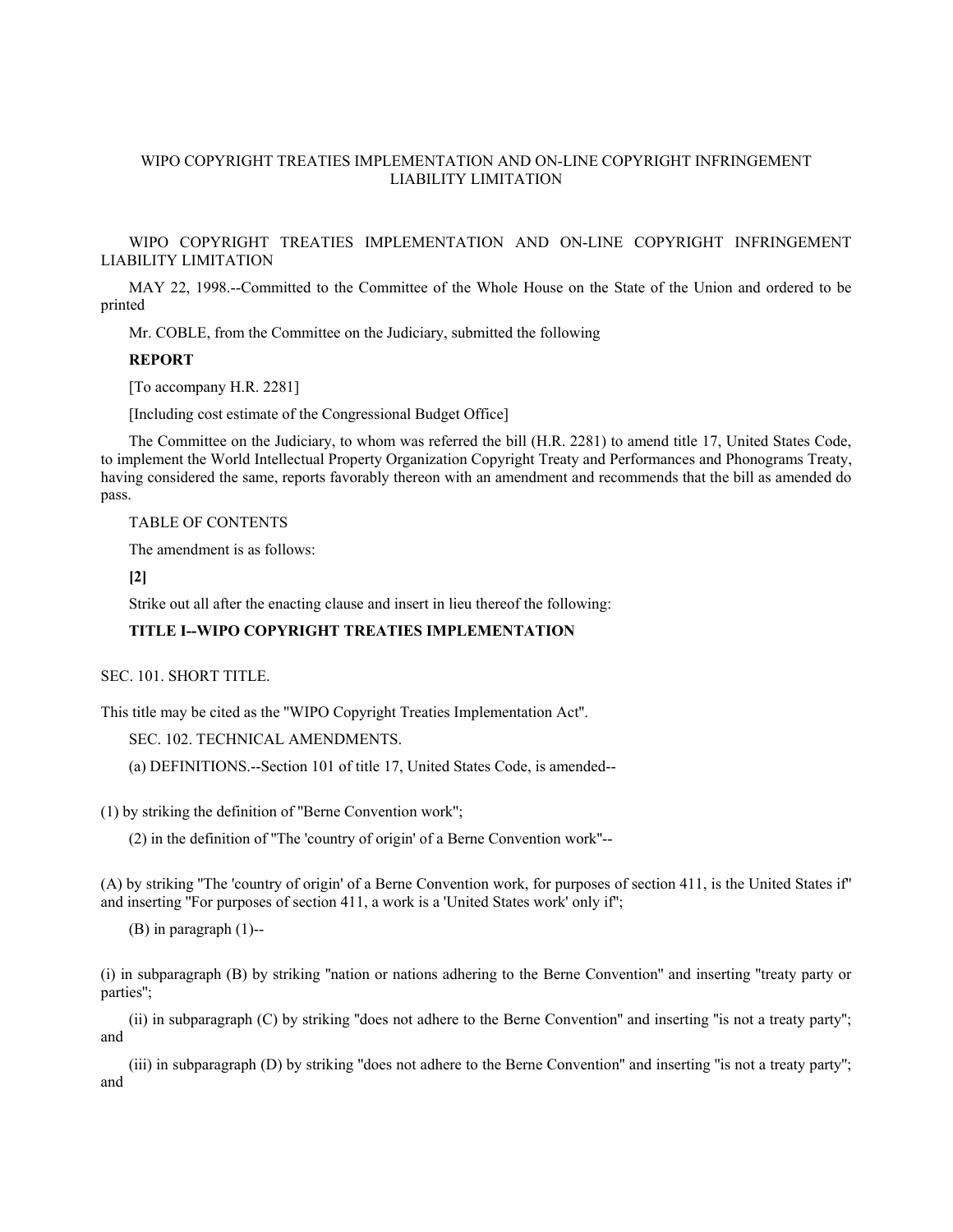# WIPO COPYRIGHT TREATIES IMPLEMENTATION AND ON-LINE COPYRIGHT INFRINGEMENT LIABILITY LIMITATION

WIPO COPYRIGHT TREATIES IMPLEMENTATION AND ON-LINE COPYRIGHT INFRINGEMENT LIABILITY LIMITATION

MAY 22, 1998.--Committed to the Committee of the Whole House on the State of the Union and ordered to be printed

Mr. COBLE, from the Committee on the Judiciary, submitted the following

**REPORT**

[To accompany H.R. 2281]

[Including cost estimate of the Congressional Budget Office]

The Committee on the Judiciary, to whom was referred the bill (H.R. 2281) to amend title 17, United States Code, to implement the World Intellectual Property Organization Copyright Treaty and Performances and Phonograms Treaty, having considered the same, reports favorably thereon with an amendment and recommends that the bill as amended do pass.

TABLE OF CONTENTS

The amendment is as follows:

**[2]**

Strike out all after the enacting clause and insert in lieu thereof the following:

**TITLE I--WIPO COPYRIGHT TREATIES IMPLEMENTATION**

SEC. 101. SHORT TITLE.

This title may be cited as the "WIPO Copyright Treaties Implementation Act".

SEC. 102. TECHNICAL AMENDMENTS.

(a) DEFINITIONS.--Section 101 of title 17, United States Code, is amended--

(1) by striking the definition of "Berne Convention work";

(2) in the definition of "The 'country of origin' of a Berne Convention work"--

(A) by striking "The 'country of origin' of a Berne Convention work, for purposes of section 411, is the United States if" and inserting "For purposes of section 411, a work is a 'United States work' only if";

(B) in paragraph (1)--

(i) in subparagraph (B) by striking "nation or nations adhering to the Berne Convention" and inserting "treaty party or parties";

(ii) in subparagraph (C) by striking "does not adhere to the Berne Convention" and inserting "is not a treaty party"; and

(iii) in subparagraph (D) by striking "does not adhere to the Berne Convention" and inserting "is not a treaty party"; and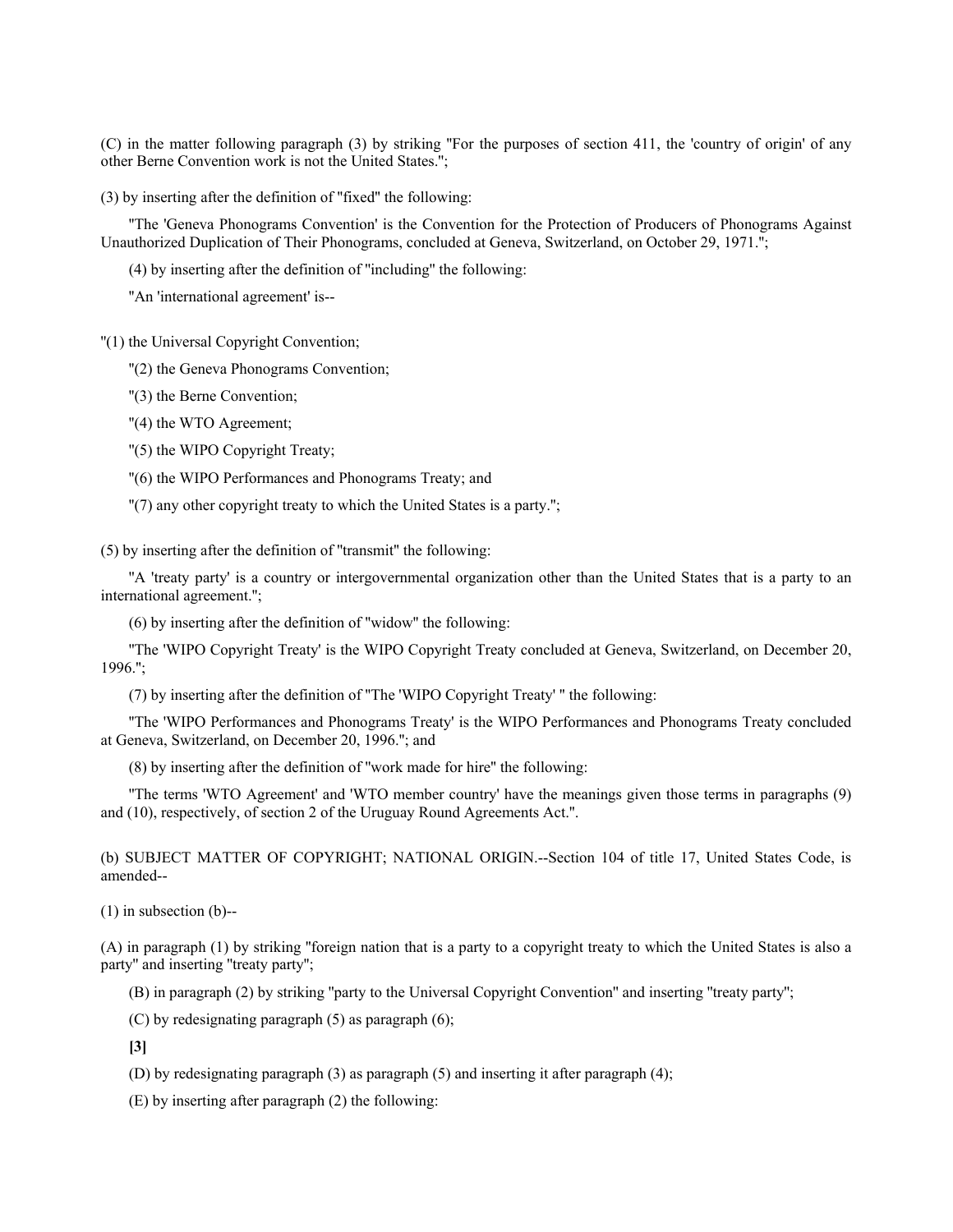(C) in the matter following paragraph (3) by striking "For the purposes of section 411, the 'country of origin' of any other Berne Convention work is not the United States.";

(3) by inserting after the definition of "fixed" the following:

"The 'Geneva Phonograms Convention' is the Convention for the Protection of Producers of Phonograms Against Unauthorized Duplication of Their Phonograms, concluded at Geneva, Switzerland, on October 29, 1971.";

(4) by inserting after the definition of "including" the following:

"An 'international agreement' is--

"(1) the Universal Copyright Convention;

"(2) the Geneva Phonograms Convention;

"(3) the Berne Convention;

"(4) the WTO Agreement;

"(5) the WIPO Copyright Treaty;

"(6) the WIPO Performances and Phonograms Treaty; and

"(7) any other copyright treaty to which the United States is a party.";

(5) by inserting after the definition of "transmit" the following:

"A 'treaty party' is a country or intergovernmental organization other than the United States that is a party to an international agreement.";

(6) by inserting after the definition of "widow" the following:

"The 'WIPO Copyright Treaty' is the WIPO Copyright Treaty concluded at Geneva, Switzerland, on December 20, 1996.";

(7) by inserting after the definition of "The 'WIPO Copyright Treaty' " the following:

"The 'WIPO Performances and Phonograms Treaty' is the WIPO Performances and Phonograms Treaty concluded at Geneva, Switzerland, on December 20, 1996."; and

(8) by inserting after the definition of "work made for hire" the following:

"The terms 'WTO Agreement' and 'WTO member country' have the meanings given those terms in paragraphs (9) and (10), respectively, of section 2 of the Uruguay Round Agreements Act.".

(b) SUBJECT MATTER OF COPYRIGHT; NATIONAL ORIGIN.--Section 104 of title 17, United States Code, is amended--

(1) in subsection (b)--

(A) in paragraph (1) by striking "foreign nation that is a party to a copyright treaty to which the United States is also a party" and inserting "treaty party";

(B) in paragraph (2) by striking "party to the Universal Copyright Convention" and inserting "treaty party";

(C) by redesignating paragraph (5) as paragraph (6);

**[3]**

(D) by redesignating paragraph (3) as paragraph (5) and inserting it after paragraph (4);

(E) by inserting after paragraph (2) the following: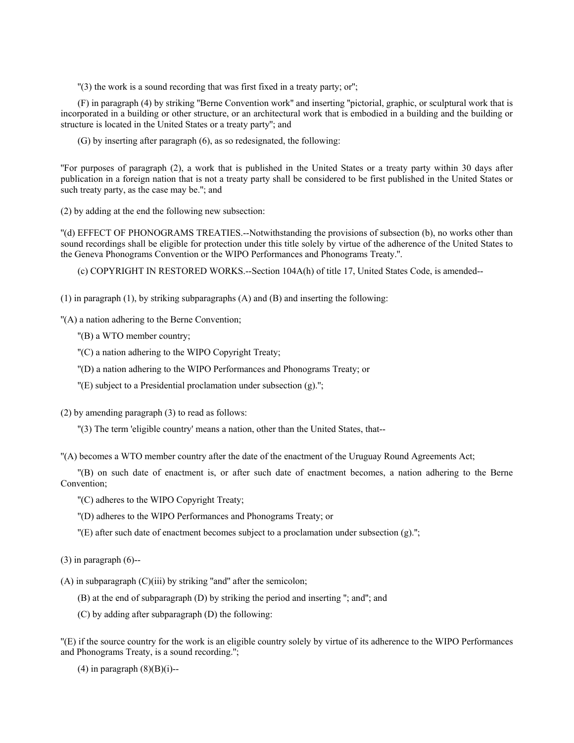"(3) the work is a sound recording that was first fixed in a treaty party; or";

(F) in paragraph (4) by striking "Berne Convention work" and inserting "pictorial, graphic, or sculptural work that is incorporated in a building or other structure, or an architectural work that is embodied in a building and the building or structure is located in the United States or a treaty party"; and

(G) by inserting after paragraph (6), as so redesignated, the following:

"For purposes of paragraph (2), a work that is published in the United States or a treaty party within 30 days after publication in a foreign nation that is not a treaty party shall be considered to be first published in the United States or such treaty party, as the case may be."; and

(2) by adding at the end the following new subsection:

"(d) EFFECT OF PHONOGRAMS TREATIES.--Notwithstanding the provisions of subsection (b), no works other than sound recordings shall be eligible for protection under this title solely by virtue of the adherence of the United States to the Geneva Phonograms Convention or the WIPO Performances and Phonograms Treaty.".

(c) COPYRIGHT IN RESTORED WORKS.--Section 104A(h) of title 17, United States Code, is amended--

(1) in paragraph (1), by striking subparagraphs (A) and (B) and inserting the following:

"(A) a nation adhering to the Berne Convention;

"(B) a WTO member country;

"(C) a nation adhering to the WIPO Copyright Treaty;

"(D) a nation adhering to the WIPO Performances and Phonograms Treaty; or

"(E) subject to a Presidential proclamation under subsection (g).";

(2) by amending paragraph (3) to read as follows:

"(3) The term 'eligible country' means a nation, other than the United States, that--

"(A) becomes a WTO member country after the date of the enactment of the Uruguay Round Agreements Act;

"(B) on such date of enactment is, or after such date of enactment becomes, a nation adhering to the Berne Convention;

"(C) adheres to the WIPO Copyright Treaty;

"(D) adheres to the WIPO Performances and Phonograms Treaty; or

"(E) after such date of enactment becomes subject to a proclamation under subsection (g).";

(3) in paragraph (6)--

(A) in subparagraph (C)(iii) by striking "and" after the semicolon;

(B) at the end of subparagraph (D) by striking the period and inserting "; and"; and

(C) by adding after subparagraph (D) the following:

"(E) if the source country for the work is an eligible country solely by virtue of its adherence to the WIPO Performances and Phonograms Treaty, is a sound recording.";

(4) in paragraph (8)(B)(i)--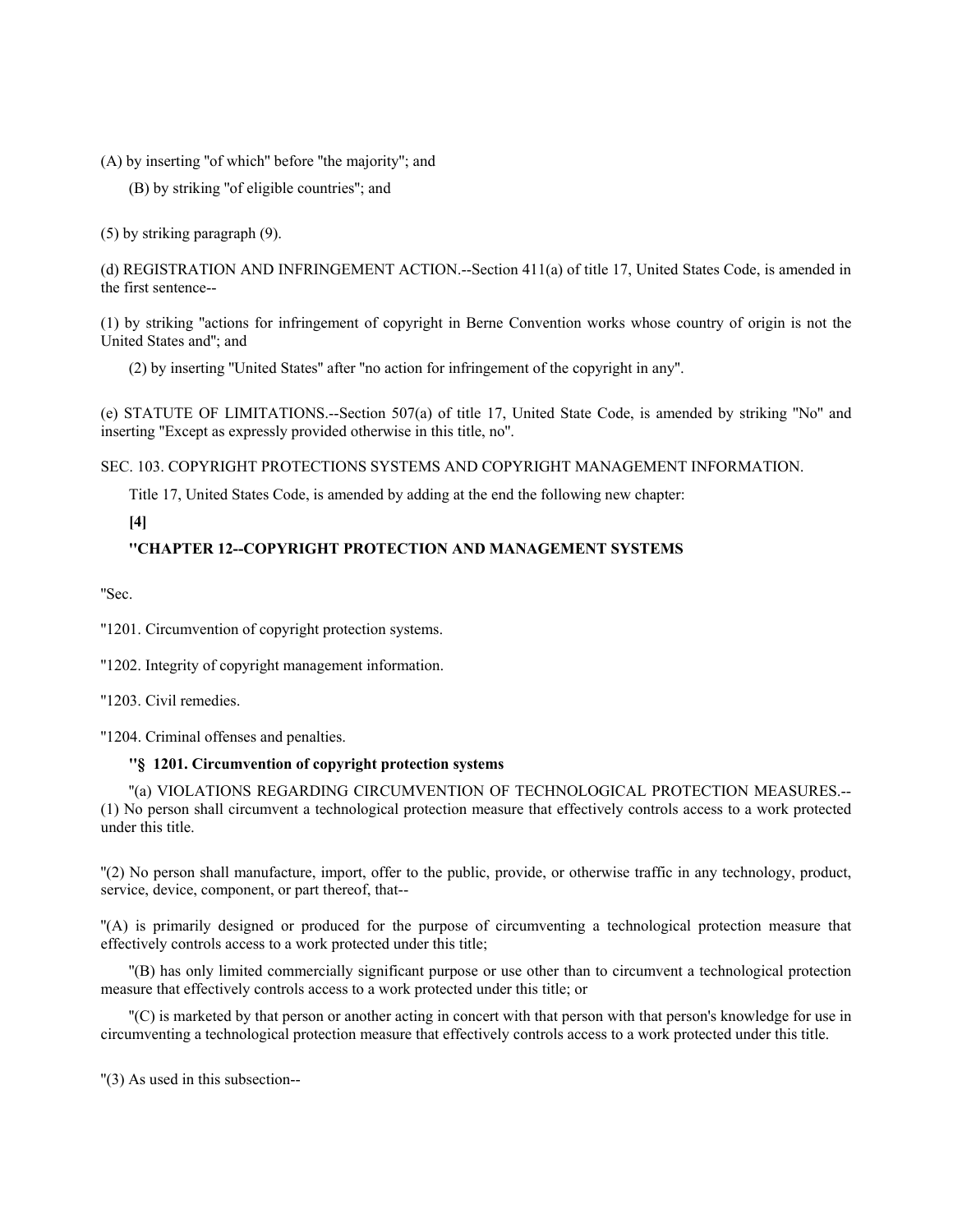(A) by inserting "of which" before "the majority"; and

(B) by striking "of eligible countries"; and

(5) by striking paragraph (9).

(d) REGISTRATION AND INFRINGEMENT ACTION.--Section 411(a) of title 17, United States Code, is amended in the first sentence--

(1) by striking "actions for infringement of copyright in Berne Convention works whose country of origin is not the United States and"; and

(2) by inserting "United States" after "no action for infringement of the copyright in any".

(e) STATUTE OF LIMITATIONS.--Section 507(a) of title 17, United State Code, is amended by striking "No" and inserting "Except as expressly provided otherwise in this title, no".

SEC. 103. COPYRIGHT PROTECTIONS SYSTEMS AND COPYRIGHT MANAGEMENT INFORMATION.

Title 17, United States Code, is amended by adding at the end the following new chapter:

**[4]**

**"CHAPTER 12--COPYRIGHT PROTECTION AND MANAGEMENT SYSTEMS**

"Sec.

"1201. Circumvention of copyright protection systems.

"1202. Integrity of copyright management information.

"1203. Civil remedies.

"1204. Criminal offenses and penalties.

**"§ 1201. Circumvention of copyright protection systems**

"(a) VIOLATIONS REGARDING CIRCUMVENTION OF TECHNOLOGICAL PROTECTION MEASURES.--(1) No person shall circumvent a technological protection measure that effectively controls access to a work protected under this title.

"(2) No person shall manufacture, import, offer to the public, provide, or otherwise traffic in any technology, product, service, device, component, or part thereof, that--

"(A) is primarily designed or produced for the purpose of circumventing a technological protection measure that effectively controls access to a work protected under this title;

"(B) has only limited commercially significant purpose or use other than to circumvent a technological protection measure that effectively controls access to a work protected under this title; or

"(C) is marketed by that person or another acting in concert with that person with that person's knowledge for use in circumventing a technological protection measure that effectively controls access to a work protected under this title.

"(3) As used in this subsection--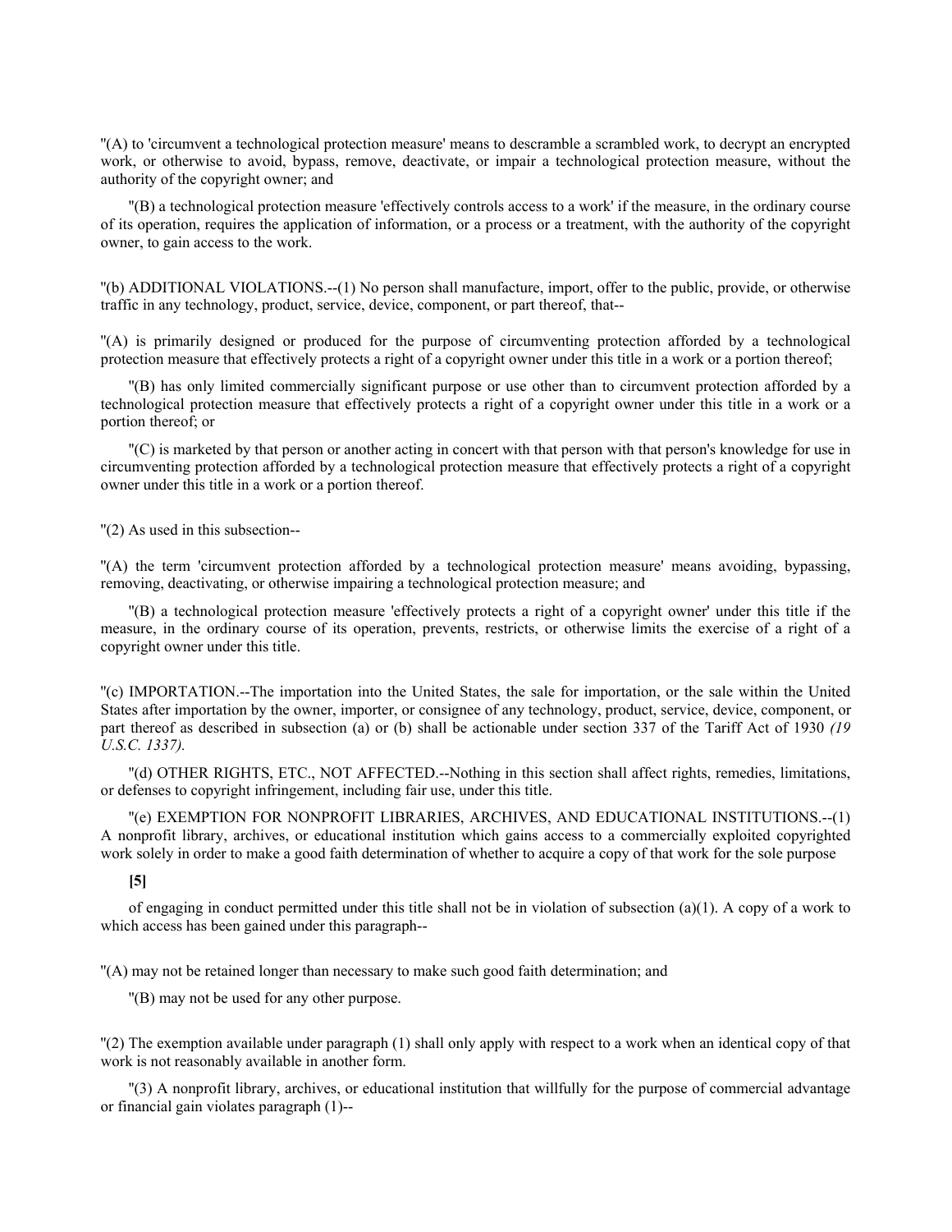"(A) to 'circumvent a technological protection measure' means to descramble a scrambled work, to decrypt an encrypted work, or otherwise to avoid, bypass, remove, deactivate, or impair a technological protection measure, without the authority of the copyright owner; and

"(B) a technological protection measure 'effectively controls access to a work' if the measure, in the ordinary course of its operation, requires the application of information, or a process or a treatment, with the authority of the copyright owner, to gain access to the work.

"(b) ADDITIONAL VIOLATIONS.--(1) No person shall manufacture, import, offer to the public, provide, or otherwise traffic in any technology, product, service, device, component, or part thereof, that--

"(A) is primarily designed or produced for the purpose of circumventing protection afforded by a technological protection measure that effectively protects a right of a copyright owner under this title in a work or a portion thereof;

"(B) has only limited commercially significant purpose or use other than to circumvent protection afforded by a technological protection measure that effectively protects a right of a copyright owner under this title in a work or a portion thereof; or

"(C) is marketed by that person or another acting in concert with that person with that person's knowledge for use in circumventing protection afforded by a technological protection measure that effectively protects a right of a copyright owner under this title in a work or a portion thereof.

"(2) As used in this subsection--

"(A) the term 'circumvent protection afforded by a technological protection measure' means avoiding, bypassing, removing, deactivating, or otherwise impairing a technological protection measure; and

"(B) a technological protection measure 'effectively protects a right of a copyright owner' under this title if the measure, in the ordinary course of its operation, prevents, restricts, or otherwise limits the exercise of a right of a copyright owner under this title.

"(c) IMPORTATION.--The importation into the United States, the sale for importation, or the sale within the United States after importation by the owner, importer, or consignee of any technology, product, service, device, component, or part thereof as described in subsection (a) or (b) shall be actionable under section 337 of the Tariff Act of 1930 *(19 U.S.C. 1337).*

"(d) OTHER RIGHTS, ETC., NOT AFFECTED.--Nothing in this section shall affect rights, remedies, limitations, or defenses to copyright infringement, including fair use, under this title.

"(e) EXEMPTION FOR NONPROFIT LIBRARIES, ARCHIVES, AND EDUCATIONAL INSTITUTIONS.--(1) A nonprofit library, archives, or educational institution which gains access to a commercially exploited copyrighted work solely in order to make a good faith determination of whether to acquire a copy of that work for the sole purpose

**[5]**

of engaging in conduct permitted under this title shall not be in violation of subsection (a)(1). A copy of a work to which access has been gained under this paragraph--

"(A) may not be retained longer than necessary to make such good faith determination; and

"(B) may not be used for any other purpose.

"(2) The exemption available under paragraph (1) shall only apply with respect to a work when an identical copy of that work is not reasonably available in another form.

"(3) A nonprofit library, archives, or educational institution that willfully for the purpose of commercial advantage or financial gain violates paragraph (1)--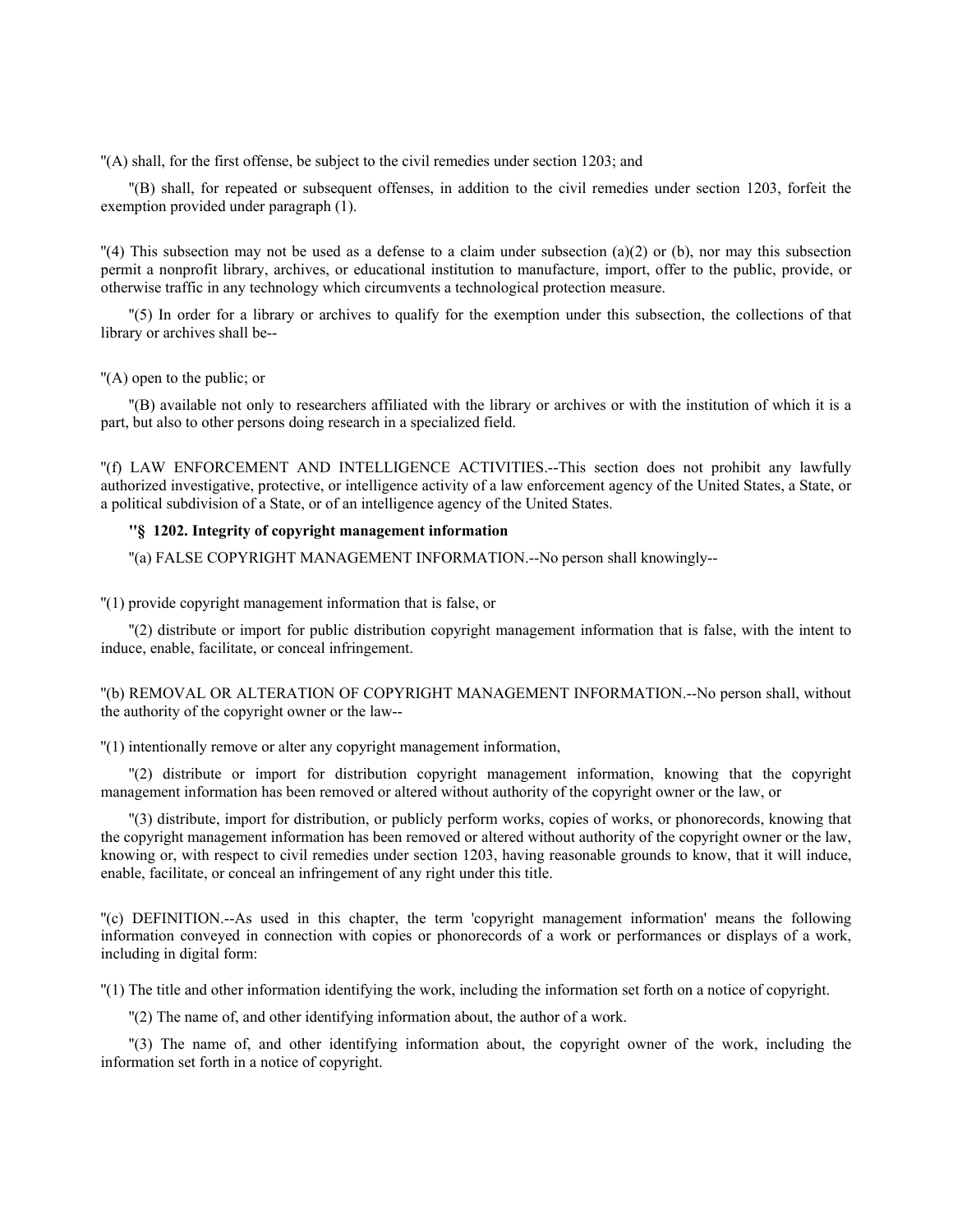"(A) shall, for the first offense, be subject to the civil remedies under section 1203; and

"(B) shall, for repeated or subsequent offenses, in addition to the civil remedies under section 1203, forfeit the exemption provided under paragraph (1).

"(4) This subsection may not be used as a defense to a claim under subsection (a)(2) or (b), nor may this subsection permit a nonprofit library, archives, or educational institution to manufacture, import, offer to the public, provide, or otherwise traffic in any technology which circumvents a technological protection measure.

"(5) In order for a library or archives to qualify for the exemption under this subsection, the collections of that library or archives shall be--

"(A) open to the public; or

"(B) available not only to researchers affiliated with the library or archives or with the institution of which it is a part, but also to other persons doing research in a specialized field.

"(f) LAW ENFORCEMENT AND INTELLIGENCE ACTIVITIES.--This section does not prohibit any lawfully authorized investigative, protective, or intelligence activity of a law enforcement agency of the United States, a State, or a political subdivision of a State, or of an intelligence agency of the United States.

**''§ 1202. Integrity of copyright management information**

"(a) FALSE COPYRIGHT MANAGEMENT INFORMATION.--No person shall knowingly--

"(1) provide copyright management information that is false, or

"(2) distribute or import for public distribution copyright management information that is false, with the intent to induce, enable, facilitate, or conceal infringement.

"(b) REMOVAL OR ALTERATION OF COPYRIGHT MANAGEMENT INFORMATION.--No person shall, without the authority of the copyright owner or the law--

"(1) intentionally remove or alter any copyright management information,

"(2) distribute or import for distribution copyright management information, knowing that the copyright management information has been removed or altered without authority of the copyright owner or the law, or

"(3) distribute, import for distribution, or publicly perform works, copies of works, or phonorecords, knowing that the copyright management information has been removed or altered without authority of the copyright owner or the law, knowing or, with respect to civil remedies under section 1203, having reasonable grounds to know, that it will induce, enable, facilitate, or conceal an infringement of any right under this title.

"(c) DEFINITION.--As used in this chapter, the term 'copyright management information' means the following information conveyed in connection with copies or phonorecords of a work or performances or displays of a work, including in digital form:

"(1) The title and other information identifying the work, including the information set forth on a notice of copyright.

"(2) The name of, and other identifying information about, the author of a work.

"(3) The name of, and other identifying information about, the copyright owner of the work, including the information set forth in a notice of copyright.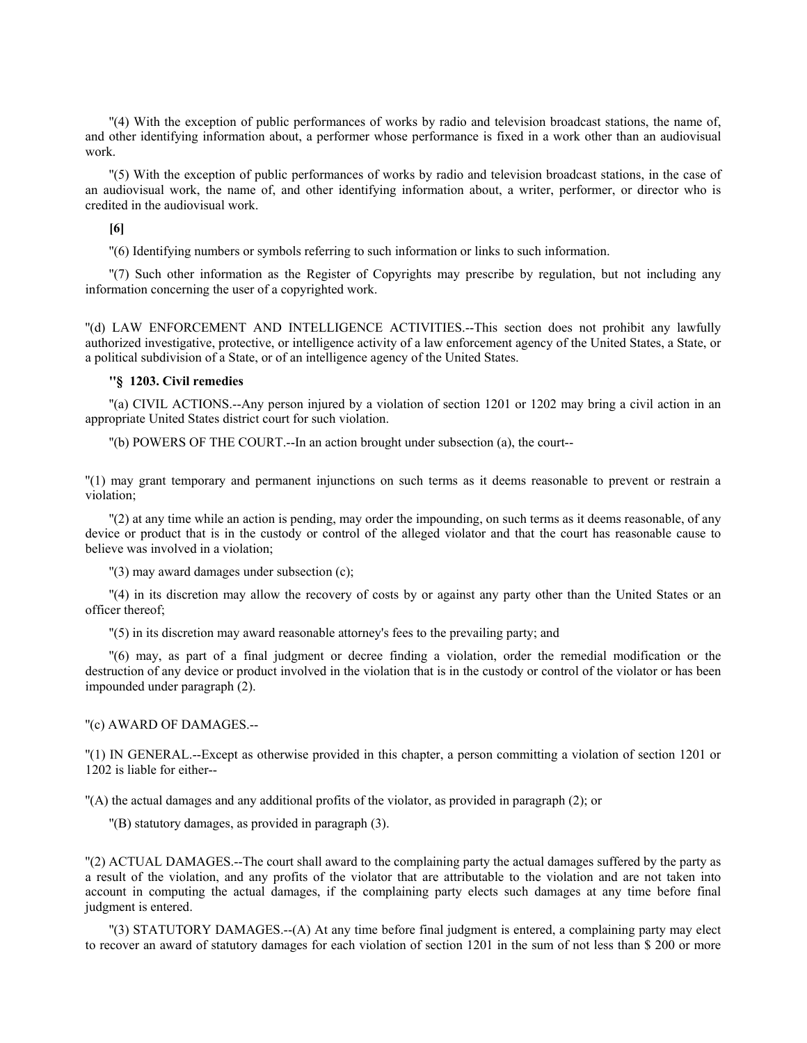"(4) With the exception of public performances of works by radio and television broadcast stations, the name of, and other identifying information about, a performer whose performance is fixed in a work other than an audiovisual work.

"(5) With the exception of public performances of works by radio and television broadcast stations, in the case of an audiovisual work, the name of, and other identifying information about, a writer, performer, or director who is credited in the audiovisual work.

**[6]**

"(6) Identifying numbers or symbols referring to such information or links to such information.

"(7) Such other information as the Register of Copyrights may prescribe by regulation, but not including any information concerning the user of a copyrighted work.

"(d) LAW ENFORCEMENT AND INTELLIGENCE ACTIVITIES.--This section does not prohibit any lawfully authorized investigative, protective, or intelligence activity of a law enforcement agency of the United States, a State, or a political subdivision of a State, or of an intelligence agency of the United States.

**"§ 1203. Civil remedies**

"(a) CIVIL ACTIONS.--Any person injured by a violation of section 1201 or 1202 may bring a civil action in an appropriate United States district court for such violation.

"(b) POWERS OF THE COURT.--In an action brought under subsection (a), the court--

"(1) may grant temporary and permanent injunctions on such terms as it deems reasonable to prevent or restrain a violation;

"(2) at any time while an action is pending, may order the impounding, on such terms as it deems reasonable, of any device or product that is in the custody or control of the alleged violator and that the court has reasonable cause to believe was involved in a violation;

"(3) may award damages under subsection (c);

"(4) in its discretion may allow the recovery of costs by or against any party other than the United States or an officer thereof;

"(5) in its discretion may award reasonable attorney's fees to the prevailing party; and

"(6) may, as part of a final judgment or decree finding a violation, order the remedial modification or the destruction of any device or product involved in the violation that is in the custody or control of the violator or has been impounded under paragraph (2).

"(c) AWARD OF DAMAGES.--

"(1) IN GENERAL.--Except as otherwise provided in this chapter, a person committing a violation of section 1201 or 1202 is liable for either--

"(A) the actual damages and any additional profits of the violator, as provided in paragraph (2); or

"(B) statutory damages, as provided in paragraph (3).

"(2) ACTUAL DAMAGES.--The court shall award to the complaining party the actual damages suffered by the party as a result of the violation, and any profits of the violator that are attributable to the violation and are not taken into account in computing the actual damages, if the complaining party elects such damages at any time before final judgment is entered.

"(3) STATUTORY DAMAGES.--(A) At any time before final judgment is entered, a complaining party may elect to recover an award of statutory damages for each violation of section 1201 in the sum of not less than $ 200 or more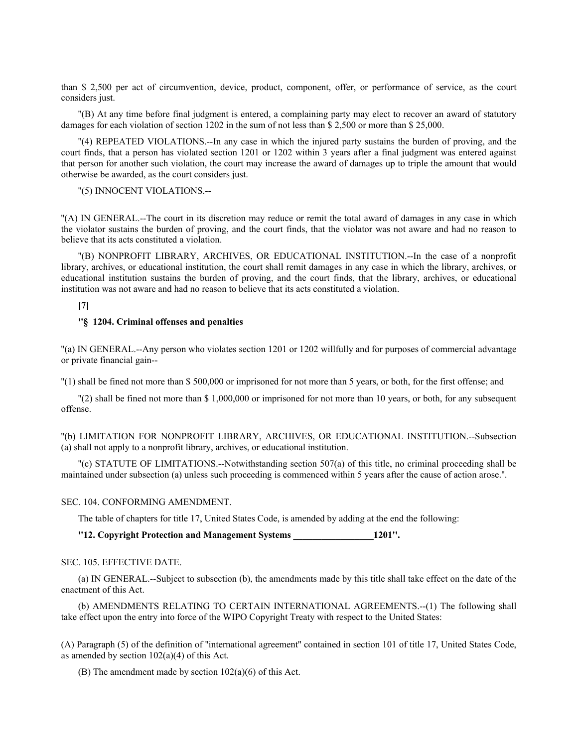than $ 2,500 per act of circumvention, device, product, component, offer, or performance of service, as the court considers just.

"(B) At any time before final judgment is entered, a complaining party may elect to recover an award of statutory damages for each violation of section 1202 in the sum of not less than $ 2,500 or more than $ 25,000.

"(4) REPEATED VIOLATIONS.--In any case in which the injured party sustains the burden of proving, and the court finds, that a person has violated section 1201 or 1202 within 3 years after a final judgment was entered against that person for another such violation, the court may increase the award of damages up to triple the amount that would otherwise be awarded, as the court considers just.

"(5) INNOCENT VIOLATIONS.--

"(A) IN GENERAL.--The court in its discretion may reduce or remit the total award of damages in any case in which the violator sustains the burden of proving, and the court finds, that the violator was not aware and had no reason to believe that its acts constituted a violation.

"(B) NONPROFIT LIBRARY, ARCHIVES, OR EDUCATIONAL INSTITUTION.--In the case of a nonprofit library, archives, or educational institution, the court shall remit damages in any case in which the library, archives, or educational institution sustains the burden of proving, and the court finds, that the library, archives, or educational institution was not aware and had no reason to believe that its acts constituted a violation.

**[7]**

**"§ 1204. Criminal offenses and penalties**

"(a) IN GENERAL.--Any person who violates section 1201 or 1202 willfully and for purposes of commercial advantage or private financial gain--

"(1) shall be fined not more than $ 500,000 or imprisoned for not more than 5 years, or both, for the first offense; and

"(2) shall be fined not more than $ 1,000,000 or imprisoned for not more than 10 years, or both, for any subsequent offense.

"(b) LIMITATION FOR NONPROFIT LIBRARY, ARCHIVES, OR EDUCATIONAL INSTITUTION.--Subsection (a) shall not apply to a nonprofit library, archives, or educational institution.

"(c) STATUTE OF LIMITATIONS.--Notwithstanding section 507(a) of this title, no criminal proceeding shall be maintained under subsection (a) unless such proceeding is commenced within 5 years after the cause of action arose.".

SEC. 104. CONFORMING AMENDMENT.

The table of chapters for title 17, United States Code, is amended by adding at the end the following:

**"12. Copyright Protection and Management Systems _________________1201".**

SEC. 105. EFFECTIVE DATE.

(a) IN GENERAL.--Subject to subsection (b), the amendments made by this title shall take effect on the date of the enactment of this Act.

(b) AMENDMENTS RELATING TO CERTAIN INTERNATIONAL AGREEMENTS.--(1) The following shall take effect upon the entry into force of the WIPO Copyright Treaty with respect to the United States:

(A) Paragraph (5) of the definition of "international agreement" contained in section 101 of title 17, United States Code, as amended by section 102(a)(4) of this Act.

(B) The amendment made by section 102(a)(6) of this Act.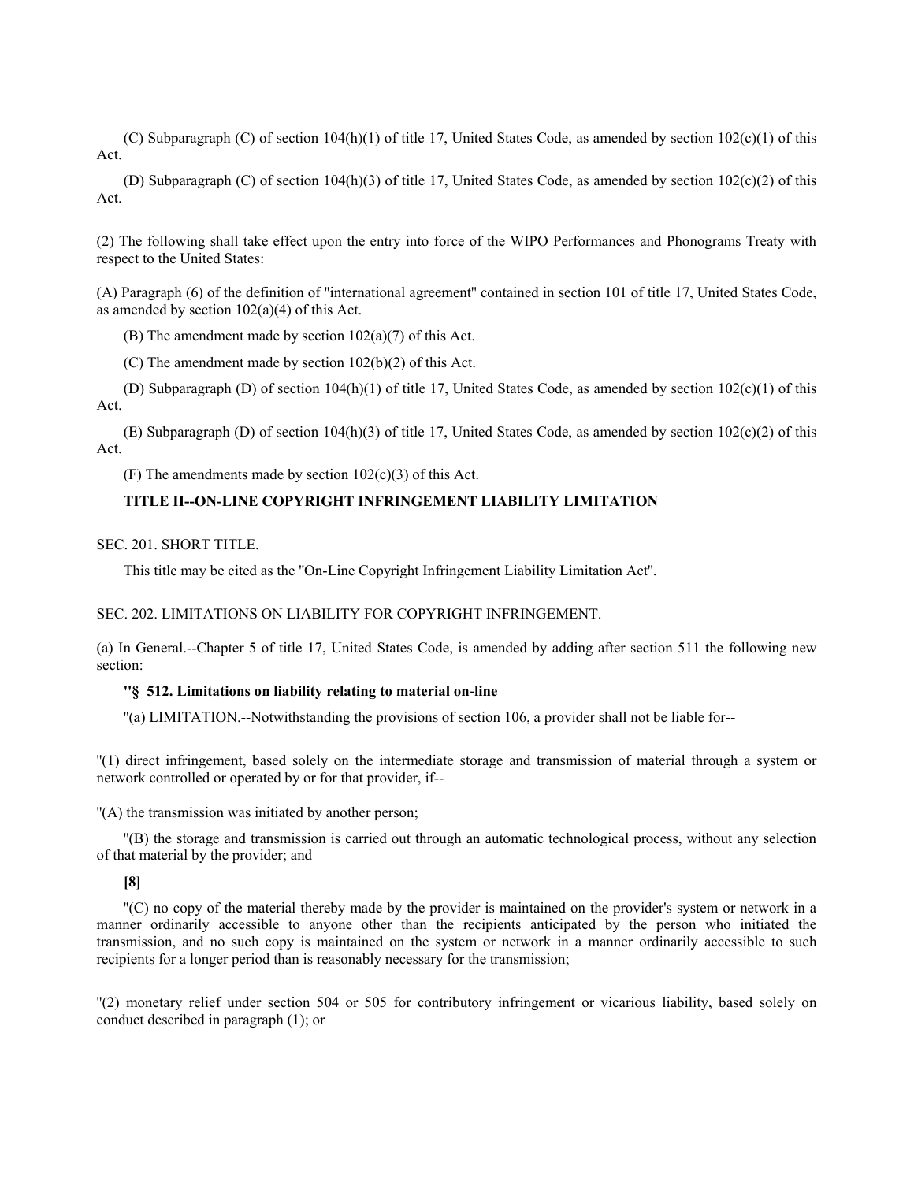(C) Subparagraph (C) of section 104(h)(1) of title 17, United States Code, as amended by section 102(c)(1) of this Act.

(D) Subparagraph (C) of section 104(h)(3) of title 17, United States Code, as amended by section 102(c)(2) of this Act.

(2) The following shall take effect upon the entry into force of the WIPO Performances and Phonograms Treaty with respect to the United States:

(A) Paragraph (6) of the definition of "international agreement" contained in section 101 of title 17, United States Code, as amended by section 102(a)(4) of this Act.

(B) The amendment made by section 102(a)(7) of this Act.

(C) The amendment made by section 102(b)(2) of this Act.

(D) Subparagraph (D) of section 104(h)(1) of title 17, United States Code, as amended by section 102(c)(1) of this Act.

(E) Subparagraph (D) of section 104(h)(3) of title 17, United States Code, as amended by section 102(c)(2) of this Act.

(F) The amendments made by section 102(c)(3) of this Act.

## TITLE II--ON-LINE COPYRIGHT INFRINGEMENT LIABILITY LIMITATION

SEC. 201. SHORT TITLE.

This title may be cited as the "On-Line Copyright Infringement Liability Limitation Act".

SEC. 202. LIMITATIONS ON LIABILITY FOR COPYRIGHT INFRINGEMENT.

(a) In General.--Chapter 5 of title 17, United States Code, is amended by adding after section 511 the following new section:

**"§ 512. Limitations on liability relating to material on-line**

"(a) LIMITATION.--Notwithstanding the provisions of section 106, a provider shall not be liable for--

"(1) direct infringement, based solely on the intermediate storage and transmission of material through a system or network controlled or operated by or for that provider, if--

"(A) the transmission was initiated by another person;

"(B) the storage and transmission is carried out through an automatic technological process, without any selection of that material by the provider; and

**[8]**

"(C) no copy of the material thereby made by the provider is maintained on the provider's system or network in a manner ordinarily accessible to anyone other than the recipients anticipated by the person who initiated the transmission, and no such copy is maintained on the system or network in a manner ordinarily accessible to such recipients for a longer period than is reasonably necessary for the transmission;

"(2) monetary relief under section 504 or 505 for contributory infringement or vicarious liability, based solely on conduct described in paragraph (1); or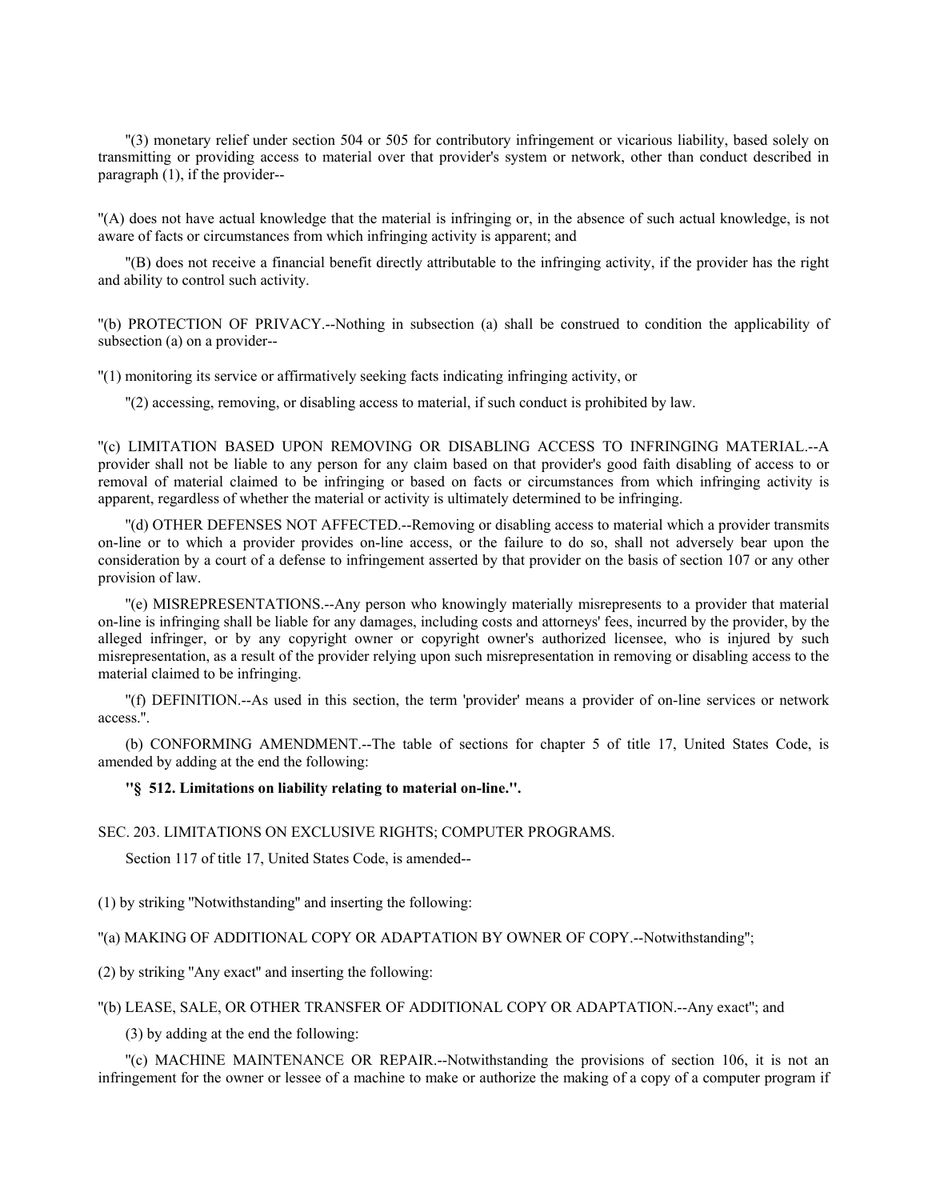"(3) monetary relief under section 504 or 505 for contributory infringement or vicarious liability, based solely on transmitting or providing access to material over that provider's system or network, other than conduct described in paragraph (1), if the provider--

"(A) does not have actual knowledge that the material is infringing or, in the absence of such actual knowledge, is not aware of facts or circumstances from which infringing activity is apparent; and

"(B) does not receive a financial benefit directly attributable to the infringing activity, if the provider has the right and ability to control such activity.

"(b) PROTECTION OF PRIVACY.--Nothing in subsection (a) shall be construed to condition the applicability of subsection (a) on a provider--

"(1) monitoring its service or affirmatively seeking facts indicating infringing activity, or

"(2) accessing, removing, or disabling access to material, if such conduct is prohibited by law.

"(c) LIMITATION BASED UPON REMOVING OR DISABLING ACCESS TO INFRINGING MATERIAL.--A provider shall not be liable to any person for any claim based on that provider's good faith disabling of access to or removal of material claimed to be infringing or based on facts or circumstances from which infringing activity is apparent, regardless of whether the material or activity is ultimately determined to be infringing.

"(d) OTHER DEFENSES NOT AFFECTED.--Removing or disabling access to material which a provider transmits on-line or to which a provider provides on-line access, or the failure to do so, shall not adversely bear upon the consideration by a court of a defense to infringement asserted by that provider on the basis of section 107 or any other provision of law.

"(e) MISREPRESENTATIONS.--Any person who knowingly materially misrepresents to a provider that material on-line is infringing shall be liable for any damages, including costs and attorneys' fees, incurred by the provider, by the alleged infringer, or by any copyright owner or copyright owner's authorized licensee, who is injured by such misrepresentation, as a result of the provider relying upon such misrepresentation in removing or disabling access to the material claimed to be infringing.

"(f) DEFINITION.--As used in this section, the term 'provider' means a provider of on-line services or network access.".

(b) CONFORMING AMENDMENT.--The table of sections for chapter 5 of title 17, United States Code, is amended by adding at the end the following:

**"§ 512. Limitations on liability relating to material on-line.".**

SEC. 203. LIMITATIONS ON EXCLUSIVE RIGHTS; COMPUTER PROGRAMS.

Section 117 of title 17, United States Code, is amended--

(1) by striking "Notwithstanding" and inserting the following:

"(a) MAKING OF ADDITIONAL COPY OR ADAPTATION BY OWNER OF COPY.--Notwithstanding";

(2) by striking "Any exact" and inserting the following:

"(b) LEASE, SALE, OR OTHER TRANSFER OF ADDITIONAL COPY OR ADAPTATION.--Any exact"; and

(3) by adding at the end the following:

"(c) MACHINE MAINTENANCE OR REPAIR.--Notwithstanding the provisions of section 106, it is not an infringement for the owner or lessee of a machine to make or authorize the making of a copy of a computer program if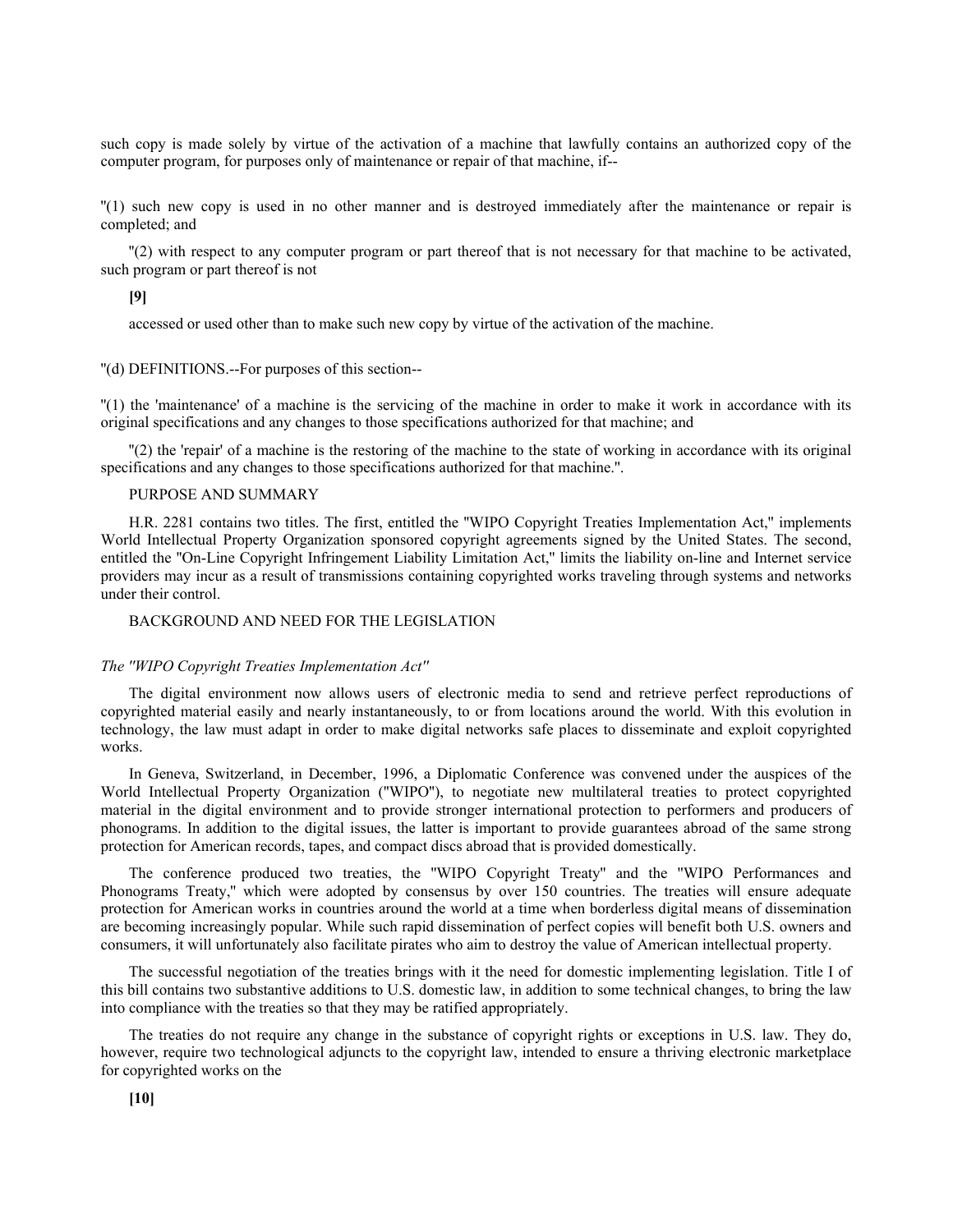such copy is made solely by virtue of the activation of a machine that lawfully contains an authorized copy of the computer program, for purposes only of maintenance or repair of that machine, if--

"(1) such new copy is used in no other manner and is destroyed immediately after the maintenance or repair is completed; and

"(2) with respect to any computer program or part thereof that is not necessary for that machine to be activated, such program or part thereof is not

**[9]**

accessed or used other than to make such new copy by virtue of the activation of the machine.

"(d) DEFINITIONS.--For purposes of this section--

"(1) the 'maintenance' of a machine is the servicing of the machine in order to make it work in accordance with its original specifications and any changes to those specifications authorized for that machine; and

"(2) the 'repair' of a machine is the restoring of the machine to the state of working in accordance with its original specifications and any changes to those specifications authorized for that machine.".

PURPOSE AND SUMMARY

H.R. 2281 contains two titles. The first, entitled the "WIPO Copyright Treaties Implementation Act," implements World Intellectual Property Organization sponsored copyright agreements signed by the United States. The second, entitled the "On-Line Copyright Infringement Liability Limitation Act," limits the liability on-line and Internet service providers may incur as a result of transmissions containing copyrighted works traveling through systems and networks under their control.

BACKGROUND AND NEED FOR THE LEGISLATION

*The "WIPO Copyright Treaties Implementation Act"*

The digital environment now allows users of electronic media to send and retrieve perfect reproductions of copyrighted material easily and nearly instantaneously, to or from locations around the world. With this evolution in technology, the law must adapt in order to make digital networks safe places to disseminate and exploit copyrighted works.

In Geneva, Switzerland, in December, 1996, a Diplomatic Conference was convened under the auspices of the World Intellectual Property Organization ("WIPO"), to negotiate new multilateral treaties to protect copyrighted material in the digital environment and to provide stronger international protection to performers and producers of phonograms. In addition to the digital issues, the latter is important to provide guarantees abroad of the same strong protection for American records, tapes, and compact discs abroad that is provided domestically.

The conference produced two treaties, the "WIPO Copyright Treaty" and the "WIPO Performances and Phonograms Treaty," which were adopted by consensus by over 150 countries. The treaties will ensure adequate protection for American works in countries around the world at a time when borderless digital means of dissemination are becoming increasingly popular. While such rapid dissemination of perfect copies will benefit both U.S. owners and consumers, it will unfortunately also facilitate pirates who aim to destroy the value of American intellectual property.

The successful negotiation of the treaties brings with it the need for domestic implementing legislation. Title I of this bill contains two substantive additions to U.S. domestic law, in addition to some technical changes, to bring the law into compliance with the treaties so that they may be ratified appropriately.

The treaties do not require any change in the substance of copyright rights or exceptions in U.S. law. They do, however, require two technological adjuncts to the copyright law, intended to ensure a thriving electronic marketplace for copyrighted works on the

**[10]**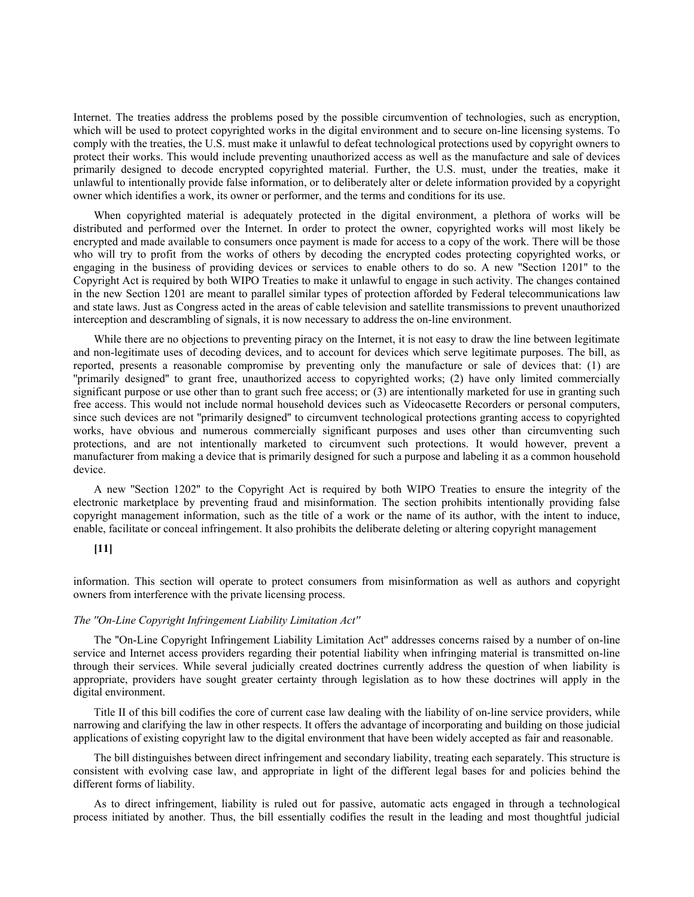Internet. The treaties address the problems posed by the possible circumvention of technologies, such as encryption, which will be used to protect copyrighted works in the digital environment and to secure on-line licensing systems. To comply with the treaties, the U.S. must make it unlawful to defeat technological protections used by copyright owners to protect their works. This would include preventing unauthorized access as well as the manufacture and sale of devices primarily designed to decode encrypted copyrighted material. Further, the U.S. must, under the treaties, make it unlawful to intentionally provide false information, or to deliberately alter or delete information provided by a copyright owner which identifies a work, its owner or performer, and the terms and conditions for its use.

When copyrighted material is adequately protected in the digital environment, a plethora of works will be distributed and performed over the Internet. In order to protect the owner, copyrighted works will most likely be encrypted and made available to consumers once payment is made for access to a copy of the work. There will be those who will try to profit from the works of others by decoding the encrypted codes protecting copyrighted works, or engaging in the business of providing devices or services to enable others to do so. A new "Section 1201" to the Copyright Act is required by both WIPO Treaties to make it unlawful to engage in such activity. The changes contained in the new Section 1201 are meant to parallel similar types of protection afforded by Federal telecommunications law and state laws. Just as Congress acted in the areas of cable television and satellite transmissions to prevent unauthorized interception and descrambling of signals, it is now necessary to address the on-line environment.

While there are no objections to preventing piracy on the Internet, it is not easy to draw the line between legitimate and non-legitimate uses of decoding devices, and to account for devices which serve legitimate purposes. The bill, as reported, presents a reasonable compromise by preventing only the manufacture or sale of devices that: (1) are "primarily designed" to grant free, unauthorized access to copyrighted works; (2) have only limited commercially significant purpose or use other than to grant such free access; or (3) are intentionally marketed for use in granting such free access. This would not include normal household devices such as Videocasette Recorders or personal computers, since such devices are not "primarily designed" to circumvent technological protections granting access to copyrighted works, have obvious and numerous commercially significant purposes and uses other than circumventing such protections, and are not intentionally marketed to circumvent such protections. It would however, prevent a manufacturer from making a device that is primarily designed for such a purpose and labeling it as a common household device.

A new "Section 1202" to the Copyright Act is required by both WIPO Treaties to ensure the integrity of the electronic marketplace by preventing fraud and misinformation. The section prohibits intentionally providing false copyright management information, such as the title of a work or the name of its author, with the intent to induce, enable, facilitate or conceal infringement. It also prohibits the deliberate deleting or altering copyright management

**[11]**

information. This section will operate to protect consumers from misinformation as well as authors and copyright owners from interference with the private licensing process.

*The "On-Line Copyright Infringement Liability Limitation Act"*

The "On-Line Copyright Infringement Liability Limitation Act" addresses concerns raised by a number of on-line service and Internet access providers regarding their potential liability when infringing material is transmitted on-line through their services. While several judicially created doctrines currently address the question of when liability is appropriate, providers have sought greater certainty through legislation as to how these doctrines will apply in the digital environment.

Title II of this bill codifies the core of current case law dealing with the liability of on-line service providers, while narrowing and clarifying the law in other respects. It offers the advantage of incorporating and building on those judicial applications of existing copyright law to the digital environment that have been widely accepted as fair and reasonable.

The bill distinguishes between direct infringement and secondary liability, treating each separately. This structure is consistent with evolving case law, and appropriate in light of the different legal bases for and policies behind the different forms of liability.

As to direct infringement, liability is ruled out for passive, automatic acts engaged in through a technological process initiated by another. Thus, the bill essentially codifies the result in the leading and most thoughtful judicial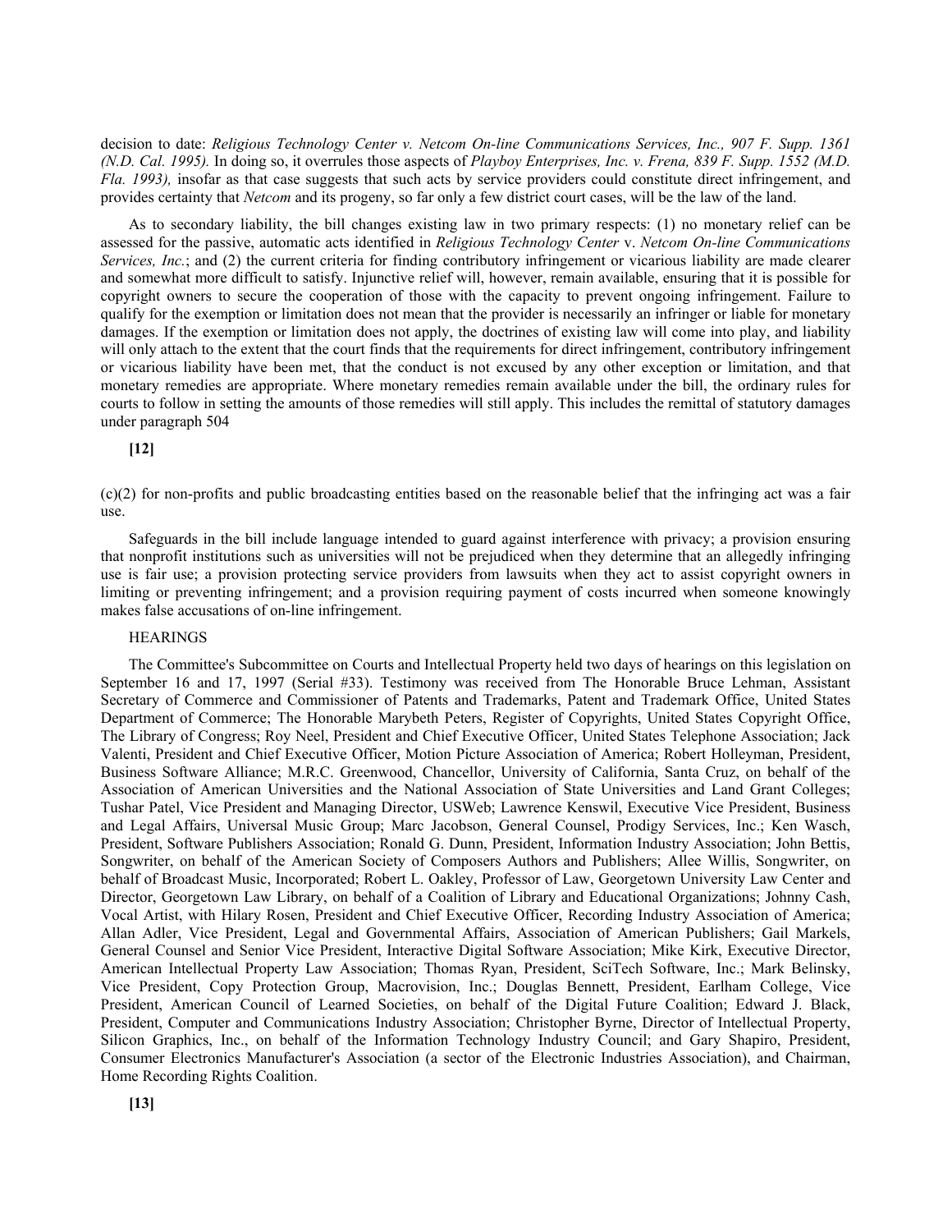decision to date: *Religious Technology Center v. Netcom On-line Communications Services, Inc., 907 F. Supp. 1361 (N.D. Cal. 1995).* In doing so, it overrules those aspects of *Playboy Enterprises, Inc. v. Frena, 839 F. Supp. 1552 (M.D. Fla. 1993),* insofar as that case suggests that such acts by service providers could constitute direct infringement, and provides certainty that *Netcom* and its progeny, so far only a few district court cases, will be the law of the land.

As to secondary liability, the bill changes existing law in two primary respects: (1) no monetary relief can be assessed for the passive, automatic acts identified in *Religious Technology Center* v. *Netcom On-line Communications Services, Inc.*; and (2) the current criteria for finding contributory infringement or vicarious liability are made clearer and somewhat more difficult to satisfy. Injunctive relief will, however, remain available, ensuring that it is possible for copyright owners to secure the cooperation of those with the capacity to prevent ongoing infringement. Failure to qualify for the exemption or limitation does not mean that the provider is necessarily an infringer or liable for monetary damages. If the exemption or limitation does not apply, the doctrines of existing law will come into play, and liability will only attach to the extent that the court finds that the requirements for direct infringement, contributory infringement or vicarious liability have been met, that the conduct is not excused by any other exception or limitation, and that monetary remedies are appropriate. Where monetary remedies remain available under the bill, the ordinary rules for courts to follow in setting the amounts of those remedies will still apply. This includes the remittal of statutory damages under paragraph 504

**[12]**

(c)(2) for non-profits and public broadcasting entities based on the reasonable belief that the infringing act was a fair use.

Safeguards in the bill include language intended to guard against interference with privacy; a provision ensuring that nonprofit institutions such as universities will not be prejudiced when they determine that an allegedly infringing use is fair use; a provision protecting service providers from lawsuits when they act to assist copyright owners in limiting or preventing infringement; and a provision requiring payment of costs incurred when someone knowingly makes false accusations of on-line infringement.

HEARINGS

The Committee's Subcommittee on Courts and Intellectual Property held two days of hearings on this legislation on September 16 and 17, 1997 (Serial #33). Testimony was received from The Honorable Bruce Lehman, Assistant Secretary of Commerce and Commissioner of Patents and Trademarks, Patent and Trademark Office, United States Department of Commerce; The Honorable Marybeth Peters, Register of Copyrights, United States Copyright Office, The Library of Congress; Roy Neel, President and Chief Executive Officer, United States Telephone Association; Jack Valenti, President and Chief Executive Officer, Motion Picture Association of America; Robert Holleyman, President, Business Software Alliance; M.R.C. Greenwood, Chancellor, University of California, Santa Cruz, on behalf of the Association of American Universities and the National Association of State Universities and Land Grant Colleges; Tushar Patel, Vice President and Managing Director, USWeb; Lawrence Kenswil, Executive Vice President, Business and Legal Affairs, Universal Music Group; Marc Jacobson, General Counsel, Prodigy Services, Inc.; Ken Wasch, President, Software Publishers Association; Ronald G. Dunn, President, Information Industry Association; John Bettis, Songwriter, on behalf of the American Society of Composers Authors and Publishers; Allee Willis, Songwriter, on behalf of Broadcast Music, Incorporated; Robert L. Oakley, Professor of Law, Georgetown University Law Center and Director, Georgetown Law Library, on behalf of a Coalition of Library and Educational Organizations; Johnny Cash, Vocal Artist, with Hilary Rosen, President and Chief Executive Officer, Recording Industry Association of America; Allan Adler, Vice President, Legal and Governmental Affairs, Association of American Publishers; Gail Markels, General Counsel and Senior Vice President, Interactive Digital Software Association; Mike Kirk, Executive Director, American Intellectual Property Law Association; Thomas Ryan, President, SciTech Software, Inc.; Mark Belinsky, Vice President, Copy Protection Group, Macrovision, Inc.; Douglas Bennett, President, Earlham College, Vice President, American Council of Learned Societies, on behalf of the Digital Future Coalition; Edward J. Black, President, Computer and Communications Industry Association; Christopher Byrne, Director of Intellectual Property, Silicon Graphics, Inc., on behalf of the Information Technology Industry Council; and Gary Shapiro, President, Consumer Electronics Manufacturer's Association (a sector of the Electronic Industries Association), and Chairman, Home Recording Rights Coalition.

**[13]**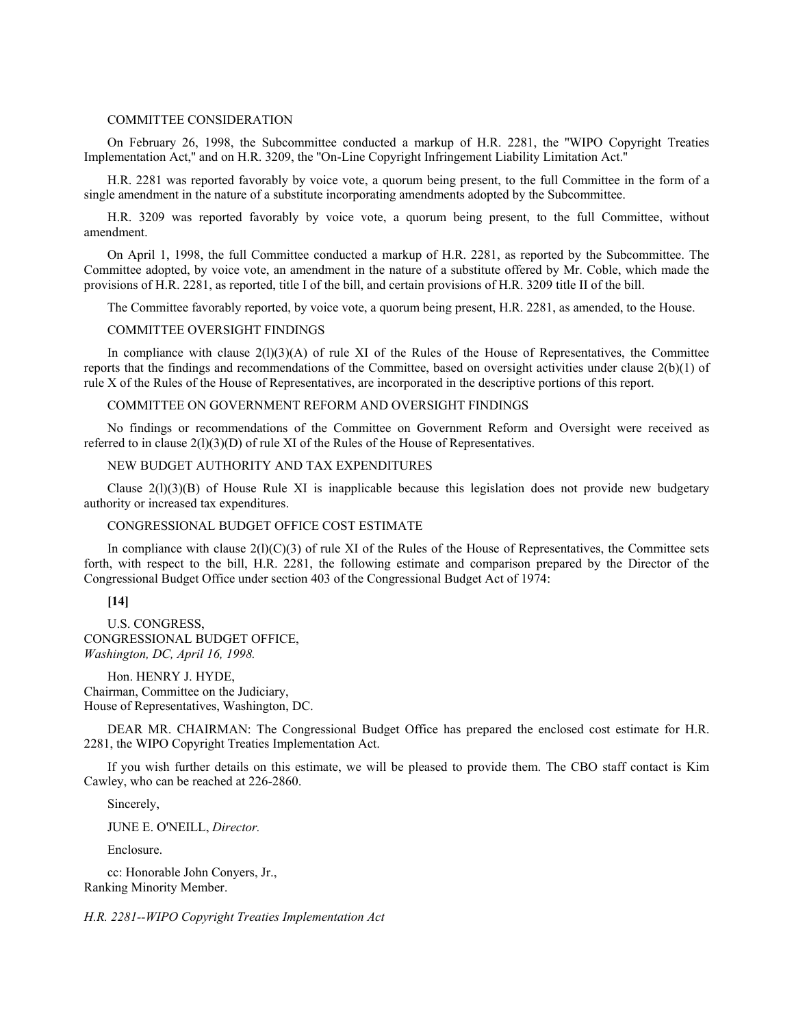COMMITTEE CONSIDERATION

On February 26, 1998, the Subcommittee conducted a markup of H.R. 2281, the "WIPO Copyright Treaties Implementation Act," and on H.R. 3209, the "On-Line Copyright Infringement Liability Limitation Act."

H.R. 2281 was reported favorably by voice vote, a quorum being present, to the full Committee in the form of a single amendment in the nature of a substitute incorporating amendments adopted by the Subcommittee.

H.R. 3209 was reported favorably by voice vote, a quorum being present, to the full Committee, without amendment.

On April 1, 1998, the full Committee conducted a markup of H.R. 2281, as reported by the Subcommittee. The Committee adopted, by voice vote, an amendment in the nature of a substitute offered by Mr. Coble, which made the provisions of H.R. 2281, as reported, title I of the bill, and certain provisions of H.R. 3209 title II of the bill.

The Committee favorably reported, by voice vote, a quorum being present, H.R. 2281, as amended, to the House.

COMMITTEE OVERSIGHT FINDINGS

In compliance with clause 2(l)(3)(A) of rule XI of the Rules of the House of Representatives, the Committee reports that the findings and recommendations of the Committee, based on oversight activities under clause 2(b)(1) of rule X of the Rules of the House of Representatives, are incorporated in the descriptive portions of this report.

COMMITTEE ON GOVERNMENT REFORM AND OVERSIGHT FINDINGS

No findings or recommendations of the Committee on Government Reform and Oversight were received as referred to in clause 2(l)(3)(D) of rule XI of the Rules of the House of Representatives.

NEW BUDGET AUTHORITY AND TAX EXPENDITURES

Clause 2(l)(3)(B) of House Rule XI is inapplicable because this legislation does not provide new budgetary authority or increased tax expenditures.

CONGRESSIONAL BUDGET OFFICE COST ESTIMATE

In compliance with clause 2(l)(C)(3) of rule XI of the Rules of the House of Representatives, the Committee sets forth, with respect to the bill, H.R. 2281, the following estimate and comparison prepared by the Director of the Congressional Budget Office under section 403 of the Congressional Budget Act of 1974:

**[14]**

U.S. CONGRESS,
CONGRESSIONAL BUDGET OFFICE,
*Washington, DC, April 16, 1998.*

Hon. HENRY J. HYDE,
Chairman, Committee on the Judiciary,
House of Representatives, Washington, DC.

DEAR MR. CHAIRMAN: The Congressional Budget Office has prepared the enclosed cost estimate for H.R. 2281, the WIPO Copyright Treaties Implementation Act.

If you wish further details on this estimate, we will be pleased to provide them. The CBO staff contact is Kim Cawley, who can be reached at 226-2860.

Sincerely,

JUNE E. O'NEILL, *Director.*

Enclosure.

cc: Honorable John Conyers, Jr.,
Ranking Minority Member.

*H.R. 2281--WIPO Copyright Treaties Implementation Act*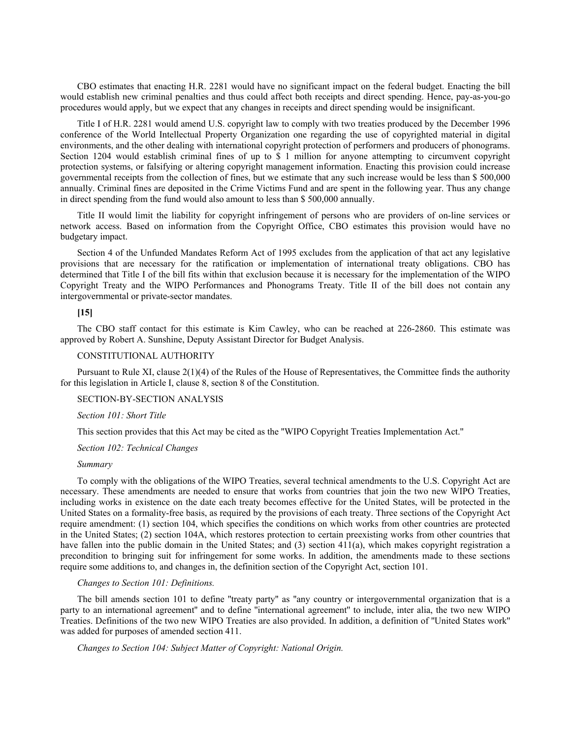CBO estimates that enacting H.R. 2281 would have no significant impact on the federal budget. Enacting the bill would establish new criminal penalties and thus could affect both receipts and direct spending. Hence, pay-as-you-go procedures would apply, but we expect that any changes in receipts and direct spending would be insignificant.

Title I of H.R. 2281 would amend U.S. copyright law to comply with two treaties produced by the December 1996 conference of the World Intellectual Property Organization one regarding the use of copyrighted material in digital environments, and the other dealing with international copyright protection of performers and producers of phonograms. Section 1204 would establish criminal fines of up to $ 1 million for anyone attempting to circumvent copyright protection systems, or falsifying or altering copyright management information. Enacting this provision could increase governmental receipts from the collection of fines, but we estimate that any such increase would be less than $ 500,000 annually. Criminal fines are deposited in the Crime Victims Fund and are spent in the following year. Thus any change in direct spending from the fund would also amount to less than $ 500,000 annually.

Title II would limit the liability for copyright infringement of persons who are providers of on-line services or network access. Based on information from the Copyright Office, CBO estimates this provision would have no budgetary impact.

Section 4 of the Unfunded Mandates Reform Act of 1995 excludes from the application of that act any legislative provisions that are necessary for the ratification or implementation of international treaty obligations. CBO has determined that Title I of the bill fits within that exclusion because it is necessary for the implementation of the WIPO Copyright Treaty and the WIPO Performances and Phonograms Treaty. Title II of the bill does not contain any intergovernmental or private-sector mandates.

**[15]**

The CBO staff contact for this estimate is Kim Cawley, who can be reached at 226-2860. This estimate was approved by Robert A. Sunshine, Deputy Assistant Director for Budget Analysis.

CONSTITUTIONAL AUTHORITY

Pursuant to Rule XI, clause 2(1)(4) of the Rules of the House of Representatives, the Committee finds the authority for this legislation in Article I, clause 8, section 8 of the Constitution.

SECTION-BY-SECTION ANALYSIS

*Section 101: Short Title*

This section provides that this Act may be cited as the "WIPO Copyright Treaties Implementation Act."

*Section 102: Technical Changes*

*Summary*

To comply with the obligations of the WIPO Treaties, several technical amendments to the U.S. Copyright Act are necessary. These amendments are needed to ensure that works from countries that join the two new WIPO Treaties, including works in existence on the date each treaty becomes effective for the United States, will be protected in the United States on a formality-free basis, as required by the provisions of each treaty. Three sections of the Copyright Act require amendment: (1) section 104, which specifies the conditions on which works from other countries are protected in the United States; (2) section 104A, which restores protection to certain preexisting works from other countries that have fallen into the public domain in the United States; and (3) section 411(a), which makes copyright registration a precondition to bringing suit for infringement for some works. In addition, the amendments made to these sections require some additions to, and changes in, the definition section of the Copyright Act, section 101.

*Changes to Section 101: Definitions.*

The bill amends section 101 to define "treaty party" as "any country or intergovernmental organization that is a party to an international agreement" and to define "international agreement" to include, inter alia, the two new WIPO Treaties. Definitions of the two new WIPO Treaties are also provided. In addition, a definition of "United States work" was added for purposes of amended section 411.

*Changes to Section 104: Subject Matter of Copyright: National Origin.*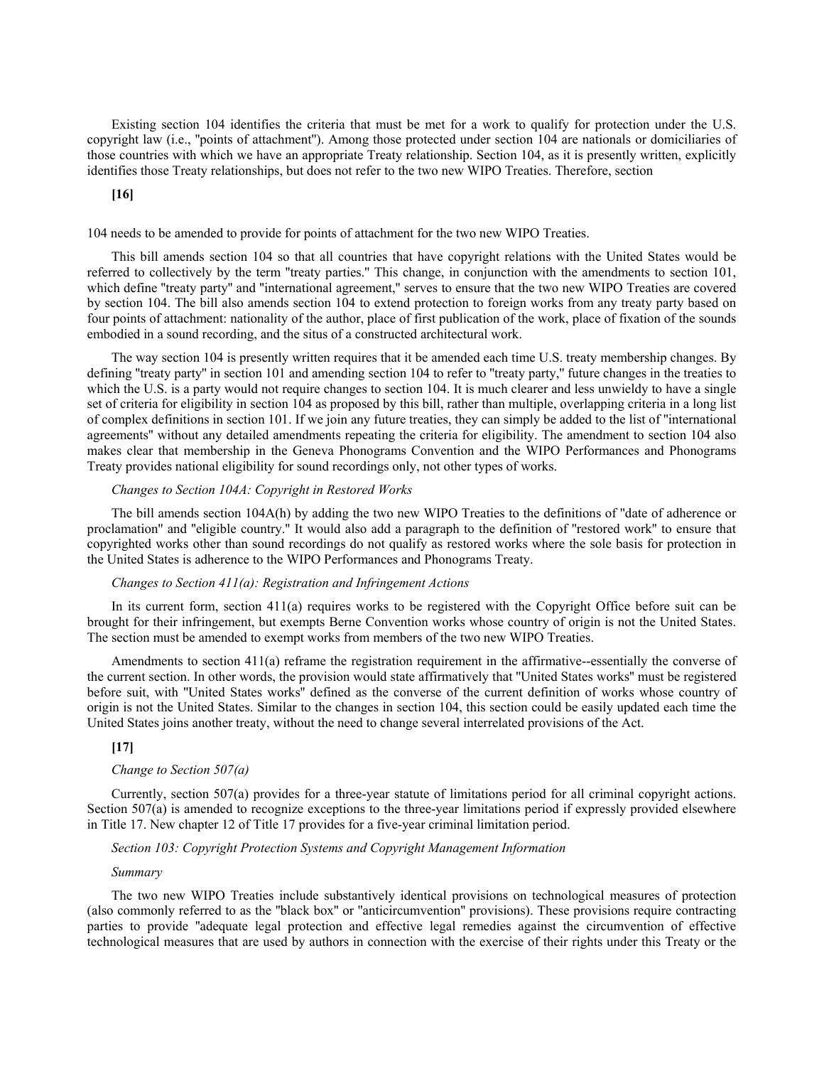Existing section 104 identifies the criteria that must be met for a work to qualify for protection under the U.S. copyright law (i.e., "points of attachment"). Among those protected under section 104 are nationals or domiciliaries of those countries with which we have an appropriate Treaty relationship. Section 104, as it is presently written, explicitly identifies those Treaty relationships, but does not refer to the two new WIPO Treaties. Therefore, section

**[16]**

104 needs to be amended to provide for points of attachment for the two new WIPO Treaties.

This bill amends section 104 so that all countries that have copyright relations with the United States would be referred to collectively by the term "treaty parties." This change, in conjunction with the amendments to section 101, which define "treaty party" and "international agreement," serves to ensure that the two new WIPO Treaties are covered by section 104. The bill also amends section 104 to extend protection to foreign works from any treaty party based on four points of attachment: nationality of the author, place of first publication of the work, place of fixation of the sounds embodied in a sound recording, and the situs of a constructed architectural work.

The way section 104 is presently written requires that it be amended each time U.S. treaty membership changes. By defining "treaty party" in section 101 and amending section 104 to refer to "treaty party," future changes in the treaties to which the U.S. is a party would not require changes to section 104. It is much clearer and less unwieldy to have a single set of criteria for eligibility in section 104 as proposed by this bill, rather than multiple, overlapping criteria in a long list of complex definitions in section 101. If we join any future treaties, they can simply be added to the list of "international agreements" without any detailed amendments repeating the criteria for eligibility. The amendment to section 104 also makes clear that membership in the Geneva Phonograms Convention and the WIPO Performances and Phonograms Treaty provides national eligibility for sound recordings only, not other types of works.

*Changes to Section 104A: Copyright in Restored Works*

The bill amends section 104A(h) by adding the two new WIPO Treaties to the definitions of "date of adherence or proclamation" and "eligible country." It would also add a paragraph to the definition of "restored work" to ensure that copyrighted works other than sound recordings do not qualify as restored works where the sole basis for protection in the United States is adherence to the WIPO Performances and Phonograms Treaty.

*Changes to Section 411(a): Registration and Infringement Actions*

In its current form, section 411(a) requires works to be registered with the Copyright Office before suit can be brought for their infringement, but exempts Berne Convention works whose country of origin is not the United States. The section must be amended to exempt works from members of the two new WIPO Treaties.

Amendments to section 411(a) reframe the registration requirement in the affirmative--essentially the converse of the current section. In other words, the provision would state affirmatively that "United States works" must be registered before suit, with "United States works" defined as the converse of the current definition of works whose country of origin is not the United States. Similar to the changes in section 104, this section could be easily updated each time the United States joins another treaty, without the need to change several interrelated provisions of the Act.

**[17]**

*Change to Section 507(a)*

Currently, section 507(a) provides for a three-year statute of limitations period for all criminal copyright actions. Section 507(a) is amended to recognize exceptions to the three-year limitations period if expressly provided elsewhere in Title 17. New chapter 12 of Title 17 provides for a five-year criminal limitation period.

*Section 103: Copyright Protection Systems and Copyright Management Information*

*Summary*

The two new WIPO Treaties include substantively identical provisions on technological measures of protection (also commonly referred to as the "black box" or "anticircumvention" provisions). These provisions require contracting parties to provide "adequate legal protection and effective legal remedies against the circumvention of effective technological measures that are used by authors in connection with the exercise of their rights under this Treaty or the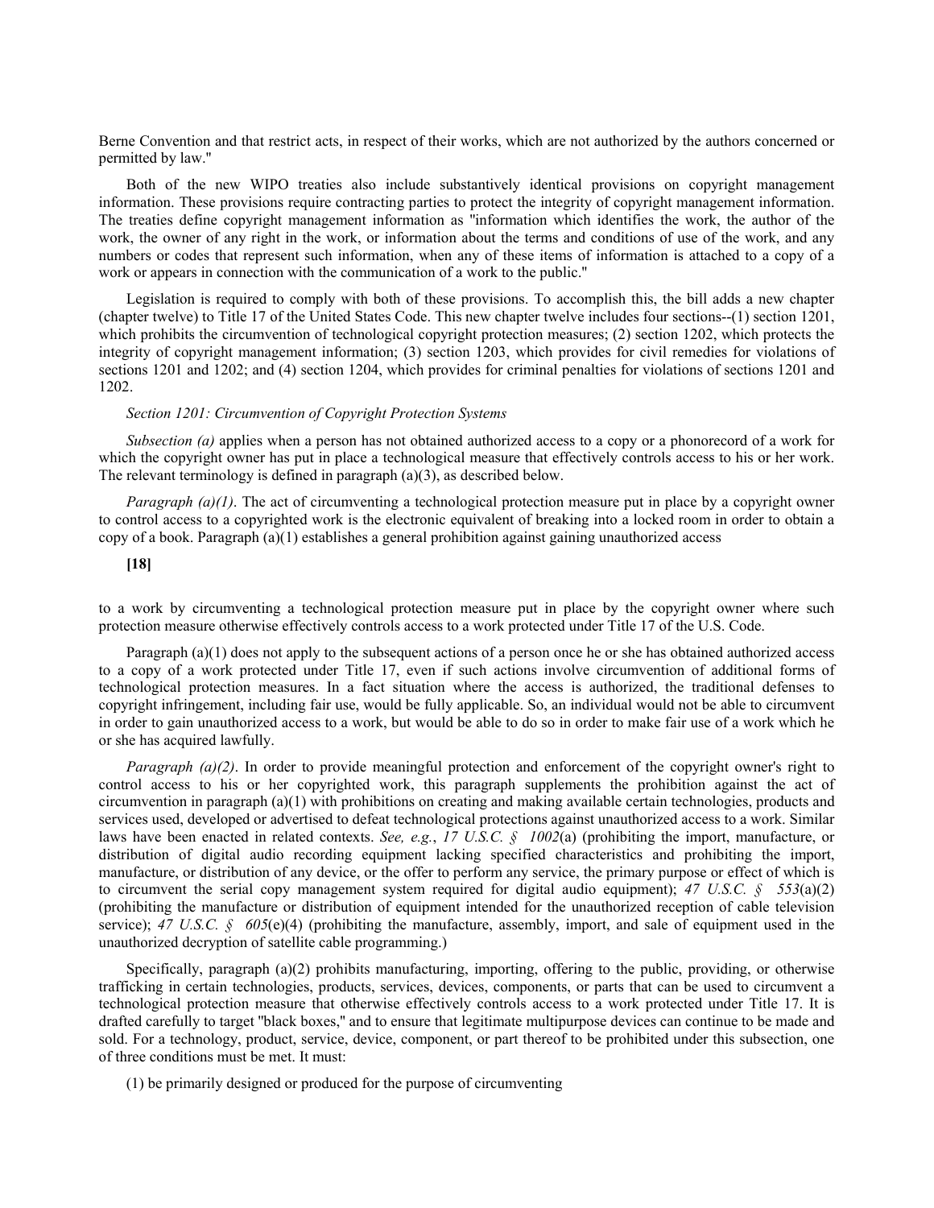Berne Convention and that restrict acts, in respect of their works, which are not authorized by the authors concerned or permitted by law."

Both of the new WIPO treaties also include substantively identical provisions on copyright management information. These provisions require contracting parties to protect the integrity of copyright management information. The treaties define copyright management information as "information which identifies the work, the author of the work, the owner of any right in the work, or information about the terms and conditions of use of the work, and any numbers or codes that represent such information, when any of these items of information is attached to a copy of a work or appears in connection with the communication of a work to the public."

Legislation is required to comply with both of these provisions. To accomplish this, the bill adds a new chapter (chapter twelve) to Title 17 of the United States Code. This new chapter twelve includes four sections--(1) section 1201, which prohibits the circumvention of technological copyright protection measures; (2) section 1202, which protects the integrity of copyright management information; (3) section 1203, which provides for civil remedies for violations of sections 1201 and 1202; and (4) section 1204, which provides for criminal penalties for violations of sections 1201 and 1202.

*Section 1201: Circumvention of Copyright Protection Systems*

*Subsection (a)* applies when a person has not obtained authorized access to a copy or a phonorecord of a work for which the copyright owner has put in place a technological measure that effectively controls access to his or her work. The relevant terminology is defined in paragraph (a)(3), as described below.

*Paragraph (a)(1)*. The act of circumventing a technological protection measure put in place by a copyright owner to control access to a copyrighted work is the electronic equivalent of breaking into a locked room in order to obtain a copy of a book. Paragraph (a)(1) establishes a general prohibition against gaining unauthorized access

**[18]**

to a work by circumventing a technological protection measure put in place by the copyright owner where such protection measure otherwise effectively controls access to a work protected under Title 17 of the U.S. Code.

Paragraph (a)(1) does not apply to the subsequent actions of a person once he or she has obtained authorized access to a copy of a work protected under Title 17, even if such actions involve circumvention of additional forms of technological protection measures. In a fact situation where the access is authorized, the traditional defenses to copyright infringement, including fair use, would be fully applicable. So, an individual would not be able to circumvent in order to gain unauthorized access to a work, but would be able to do so in order to make fair use of a work which he or she has acquired lawfully.

*Paragraph (a)(2)*. In order to provide meaningful protection and enforcement of the copyright owner's right to control access to his or her copyrighted work, this paragraph supplements the prohibition against the act of circumvention in paragraph (a)(1) with prohibitions on creating and making available certain technologies, products and services used, developed or advertised to defeat technological protections against unauthorized access to a work. Similar laws have been enacted in related contexts. *See, e.g.*, *17 U.S.C. § 1002*(a) (prohibiting the import, manufacture, or distribution of digital audio recording equipment lacking specified characteristics and prohibiting the import, manufacture, or distribution of any device, or the offer to perform any service, the primary purpose or effect of which is to circumvent the serial copy management system required for digital audio equipment); *47 U.S.C. § 553*(a)(2) (prohibiting the manufacture or distribution of equipment intended for the unauthorized reception of cable television service); *47 U.S.C. § 605*(e)(4) (prohibiting the manufacture, assembly, import, and sale of equipment used in the unauthorized decryption of satellite cable programming.)

Specifically, paragraph (a)(2) prohibits manufacturing, importing, offering to the public, providing, or otherwise trafficking in certain technologies, products, services, devices, components, or parts that can be used to circumvent a technological protection measure that otherwise effectively controls access to a work protected under Title 17. It is drafted carefully to target "black boxes," and to ensure that legitimate multipurpose devices can continue to be made and sold. For a technology, product, service, device, component, or part thereof to be prohibited under this subsection, one of three conditions must be met. It must:

(1) be primarily designed or produced for the purpose of circumventing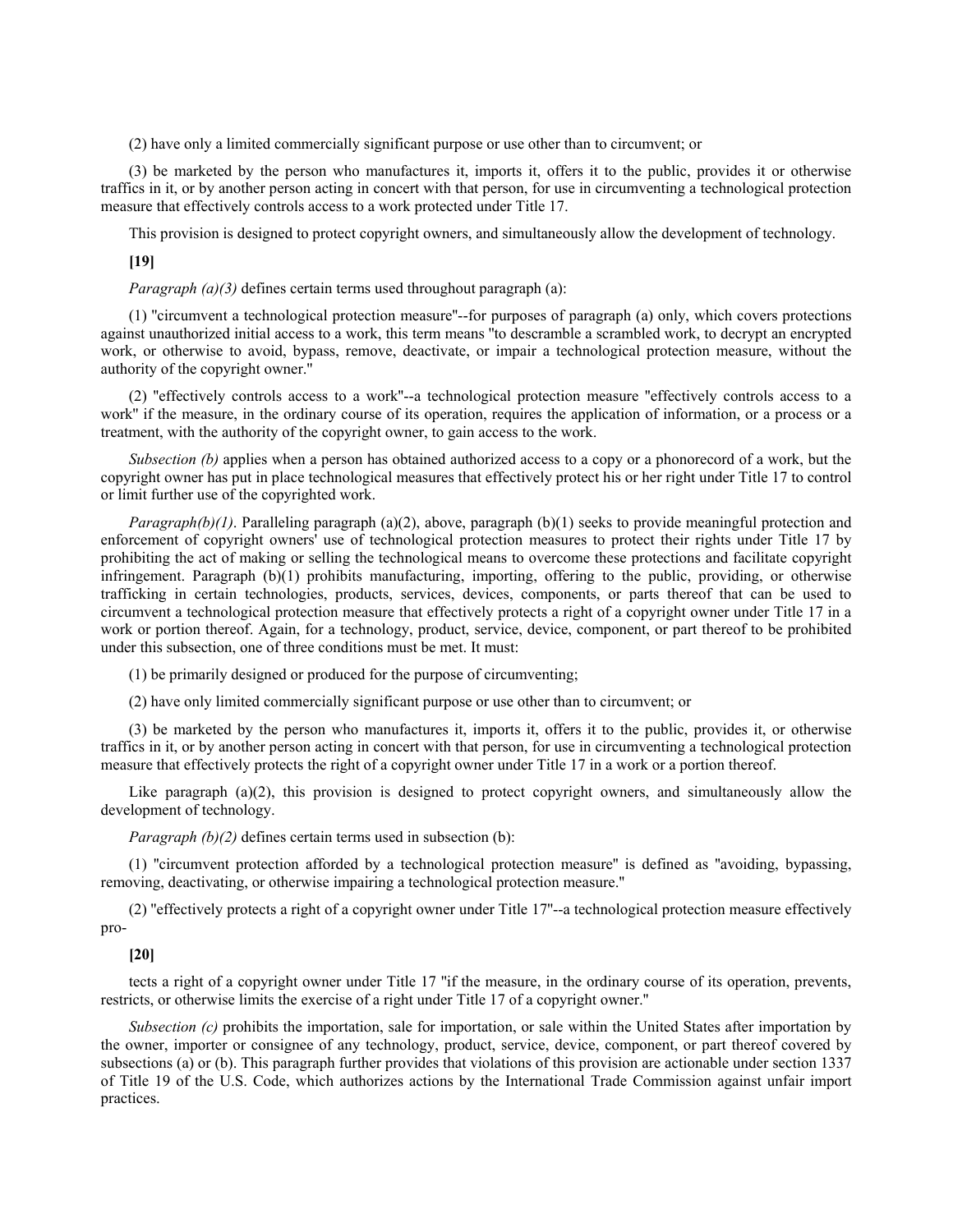(2) have only a limited commercially significant purpose or use other than to circumvent; or

(3) be marketed by the person who manufactures it, imports it, offers it to the public, provides it or otherwise traffics in it, or by another person acting in concert with that person, for use in circumventing a technological protection measure that effectively controls access to a work protected under Title 17.

This provision is designed to protect copyright owners, and simultaneously allow the development of technology.

**[19]**

*Paragraph (a)(3)* defines certain terms used throughout paragraph (a):

(1) "circumvent a technological protection measure"--for purposes of paragraph (a) only, which covers protections against unauthorized initial access to a work, this term means "to descramble a scrambled work, to decrypt an encrypted work, or otherwise to avoid, bypass, remove, deactivate, or impair a technological protection measure, without the authority of the copyright owner."

(2) "effectively controls access to a work"--a technological protection measure "effectively controls access to a work" if the measure, in the ordinary course of its operation, requires the application of information, or a process or a treatment, with the authority of the copyright owner, to gain access to the work.

*Subsection (b)* applies when a person has obtained authorized access to a copy or a phonorecord of a work, but the copyright owner has put in place technological measures that effectively protect his or her right under Title 17 to control or limit further use of the copyrighted work.

*Paragraph(b)(1)*. Paralleling paragraph (a)(2), above, paragraph (b)(1) seeks to provide meaningful protection and enforcement of copyright owners' use of technological protection measures to protect their rights under Title 17 by prohibiting the act of making or selling the technological means to overcome these protections and facilitate copyright infringement. Paragraph (b)(1) prohibits manufacturing, importing, offering to the public, providing, or otherwise trafficking in certain technologies, products, services, devices, components, or parts thereof that can be used to circumvent a technological protection measure that effectively protects a right of a copyright owner under Title 17 in a work or portion thereof. Again, for a technology, product, service, device, component, or part thereof to be prohibited under this subsection, one of three conditions must be met. It must:

(1) be primarily designed or produced for the purpose of circumventing;

(2) have only limited commercially significant purpose or use other than to circumvent; or

(3) be marketed by the person who manufactures it, imports it, offers it to the public, provides it, or otherwise traffics in it, or by another person acting in concert with that person, for use in circumventing a technological protection measure that effectively protects the right of a copyright owner under Title 17 in a work or a portion thereof.

Like paragraph (a)(2), this provision is designed to protect copyright owners, and simultaneously allow the development of technology.

*Paragraph (b)(2)* defines certain terms used in subsection (b):

(1) "circumvent protection afforded by a technological protection measure" is defined as "avoiding, bypassing, removing, deactivating, or otherwise impairing a technological protection measure."

(2) "effectively protects a right of a copyright owner under Title 17"--a technological protection measure effectively pro-

**[20]**

tects a right of a copyright owner under Title 17 "if the measure, in the ordinary course of its operation, prevents, restricts, or otherwise limits the exercise of a right under Title 17 of a copyright owner."

*Subsection (c)* prohibits the importation, sale for importation, or sale within the United States after importation by the owner, importer or consignee of any technology, product, service, device, component, or part thereof covered by subsections (a) or (b). This paragraph further provides that violations of this provision are actionable under section 1337 of Title 19 of the U.S. Code, which authorizes actions by the International Trade Commission against unfair import practices.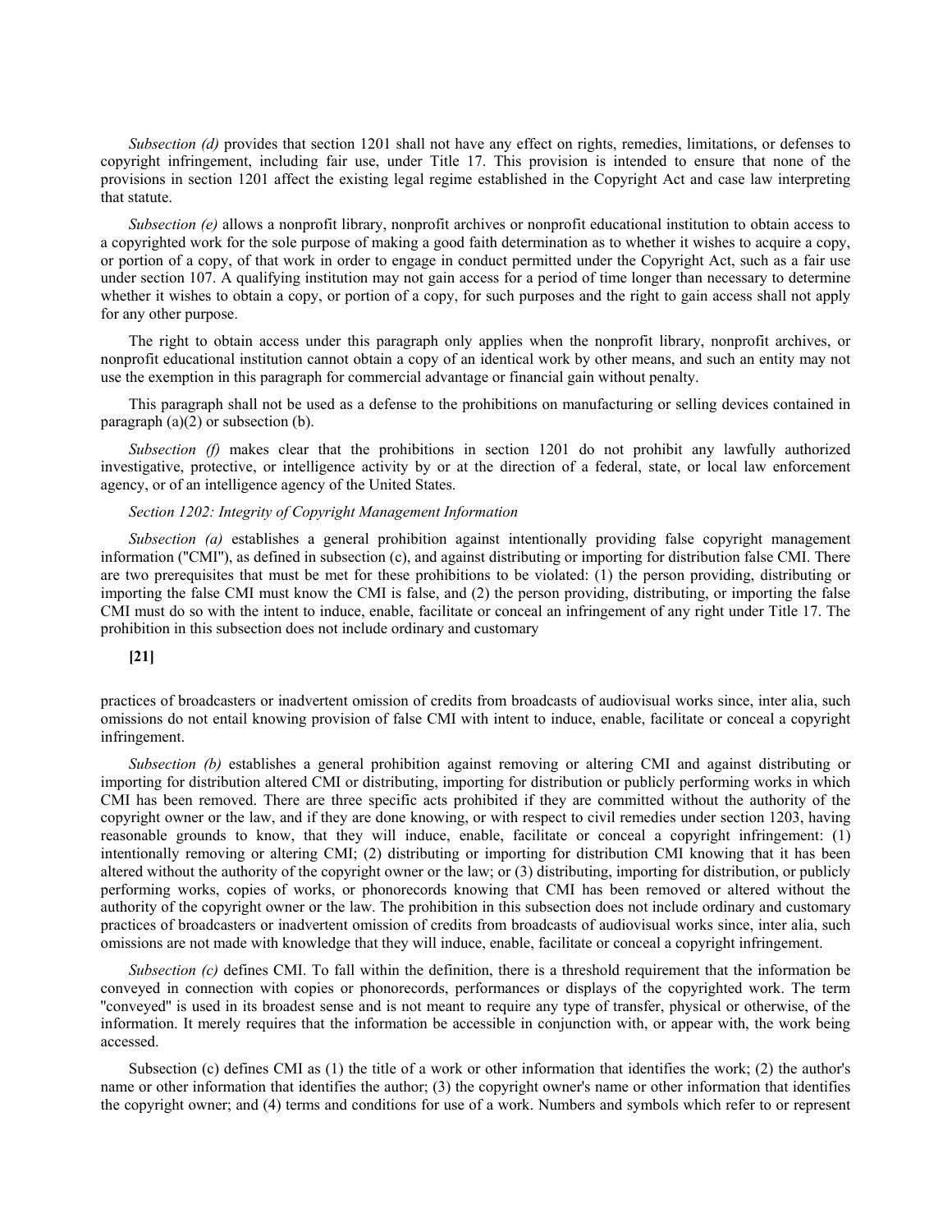*Subsection (d)* provides that section 1201 shall not have any effect on rights, remedies, limitations, or defenses to copyright infringement, including fair use, under Title 17. This provision is intended to ensure that none of the provisions in section 1201 affect the existing legal regime established in the Copyright Act and case law interpreting that statute.

*Subsection (e)* allows a nonprofit library, nonprofit archives or nonprofit educational institution to obtain access to a copyrighted work for the sole purpose of making a good faith determination as to whether it wishes to acquire a copy, or portion of a copy, of that work in order to engage in conduct permitted under the Copyright Act, such as a fair use under section 107. A qualifying institution may not gain access for a period of time longer than necessary to determine whether it wishes to obtain a copy, or portion of a copy, for such purposes and the right to gain access shall not apply for any other purpose.

The right to obtain access under this paragraph only applies when the nonprofit library, nonprofit archives, or nonprofit educational institution cannot obtain a copy of an identical work by other means, and such an entity may not use the exemption in this paragraph for commercial advantage or financial gain without penalty.

This paragraph shall not be used as a defense to the prohibitions on manufacturing or selling devices contained in paragraph (a)(2) or subsection (b).

*Subsection (f)* makes clear that the prohibitions in section 1201 do not prohibit any lawfully authorized investigative, protective, or intelligence activity by or at the direction of a federal, state, or local law enforcement agency, or of an intelligence agency of the United States.

*Section 1202: Integrity of Copyright Management Information*

*Subsection (a)* establishes a general prohibition against intentionally providing false copyright management information ("CMI"), as defined in subsection (c), and against distributing or importing for distribution false CMI. There are two prerequisites that must be met for these prohibitions to be violated: (1) the person providing, distributing or importing the false CMI must know the CMI is false, and (2) the person providing, distributing, or importing the false CMI must do so with the intent to induce, enable, facilitate or conceal an infringement of any right under Title 17. The prohibition in this subsection does not include ordinary and customary

**[21]**

practices of broadcasters or inadvertent omission of credits from broadcasts of audiovisual works since, inter alia, such omissions do not entail knowing provision of false CMI with intent to induce, enable, facilitate or conceal a copyright infringement.

*Subsection (b)* establishes a general prohibition against removing or altering CMI and against distributing or importing for distribution altered CMI or distributing, importing for distribution or publicly performing works in which CMI has been removed. There are three specific acts prohibited if they are committed without the authority of the copyright owner or the law, and if they are done knowing, or with respect to civil remedies under section 1203, having reasonable grounds to know, that they will induce, enable, facilitate or conceal a copyright infringement: (1) intentionally removing or altering CMI; (2) distributing or importing for distribution CMI knowing that it has been altered without the authority of the copyright owner or the law; or (3) distributing, importing for distribution, or publicly performing works, copies of works, or phonorecords knowing that CMI has been removed or altered without the authority of the copyright owner or the law. The prohibition in this subsection does not include ordinary and customary practices of broadcasters or inadvertent omission of credits from broadcasts of audiovisual works since, inter alia, such omissions are not made with knowledge that they will induce, enable, facilitate or conceal a copyright infringement.

*Subsection (c)* defines CMI. To fall within the definition, there is a threshold requirement that the information be conveyed in connection with copies or phonorecords, performances or displays of the copyrighted work. The term "conveyed" is used in its broadest sense and is not meant to require any type of transfer, physical or otherwise, of the information. It merely requires that the information be accessible in conjunction with, or appear with, the work being accessed.

Subsection (c) defines CMI as (1) the title of a work or other information that identifies the work; (2) the author's name or other information that identifies the author; (3) the copyright owner's name or other information that identifies the copyright owner; and (4) terms and conditions for use of a work. Numbers and symbols which refer to or represent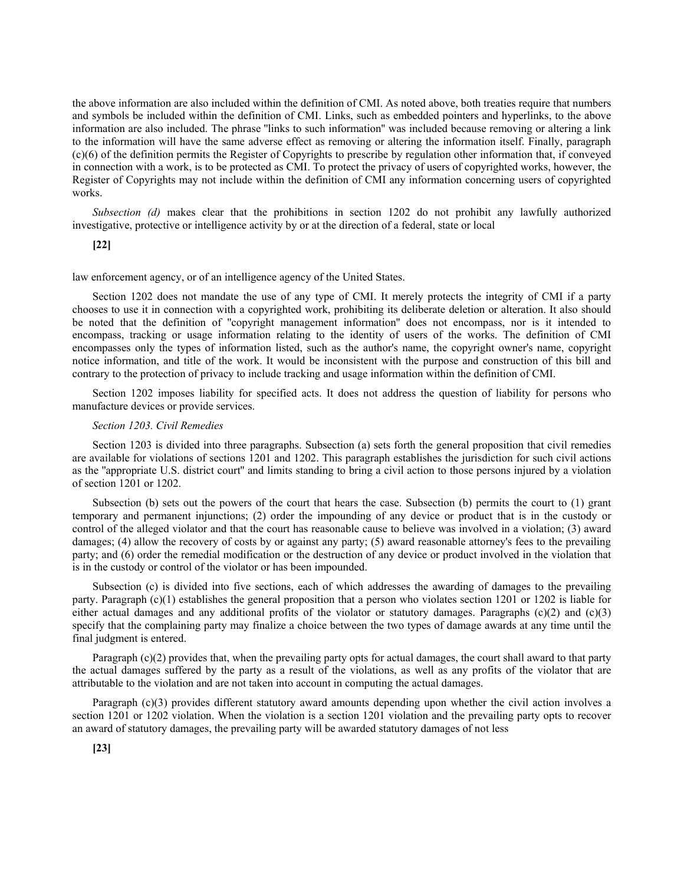the above information are also included within the definition of CMI. As noted above, both treaties require that numbers and symbols be included within the definition of CMI. Links, such as embedded pointers and hyperlinks, to the above information are also included. The phrase "links to such information" was included because removing or altering a link to the information will have the same adverse effect as removing or altering the information itself. Finally, paragraph (c)(6) of the definition permits the Register of Copyrights to prescribe by regulation other information that, if conveyed in connection with a work, is to be protected as CMI. To protect the privacy of users of copyrighted works, however, the Register of Copyrights may not include within the definition of CMI any information concerning users of copyrighted works.

*Subsection (d)* makes clear that the prohibitions in section 1202 do not prohibit any lawfully authorized investigative, protective or intelligence activity by or at the direction of a federal, state or local

**[22]**

law enforcement agency, or of an intelligence agency of the United States.

Section 1202 does not mandate the use of any type of CMI. It merely protects the integrity of CMI if a party chooses to use it in connection with a copyrighted work, prohibiting its deliberate deletion or alteration. It also should be noted that the definition of "copyright management information" does not encompass, nor is it intended to encompass, tracking or usage information relating to the identity of users of the works. The definition of CMI encompasses only the types of information listed, such as the author's name, the copyright owner's name, copyright notice information, and title of the work. It would be inconsistent with the purpose and construction of this bill and contrary to the protection of privacy to include tracking and usage information within the definition of CMI.

Section 1202 imposes liability for specified acts. It does not address the question of liability for persons who manufacture devices or provide services.

*Section 1203. Civil Remedies*

Section 1203 is divided into three paragraphs. Subsection (a) sets forth the general proposition that civil remedies are available for violations of sections 1201 and 1202. This paragraph establishes the jurisdiction for such civil actions as the "appropriate U.S. district court" and limits standing to bring a civil action to those persons injured by a violation of section 1201 or 1202.

Subsection (b) sets out the powers of the court that hears the case. Subsection (b) permits the court to (1) grant temporary and permanent injunctions; (2) order the impounding of any device or product that is in the custody or control of the alleged violator and that the court has reasonable cause to believe was involved in a violation; (3) award damages; (4) allow the recovery of costs by or against any party; (5) award reasonable attorney's fees to the prevailing party; and (6) order the remedial modification or the destruction of any device or product involved in the violation that is in the custody or control of the violator or has been impounded.

Subsection (c) is divided into five sections, each of which addresses the awarding of damages to the prevailing party. Paragraph (c)(1) establishes the general proposition that a person who violates section 1201 or 1202 is liable for either actual damages and any additional profits of the violator or statutory damages. Paragraphs (c)(2) and (c)(3) specify that the complaining party may finalize a choice between the two types of damage awards at any time until the final judgment is entered.

Paragraph (c)(2) provides that, when the prevailing party opts for actual damages, the court shall award to that party the actual damages suffered by the party as a result of the violations, as well as any profits of the violator that are attributable to the violation and are not taken into account in computing the actual damages.

Paragraph (c)(3) provides different statutory award amounts depending upon whether the civil action involves a section 1201 or 1202 violation. When the violation is a section 1201 violation and the prevailing party opts to recover an award of statutory damages, the prevailing party will be awarded statutory damages of not less

**[23]**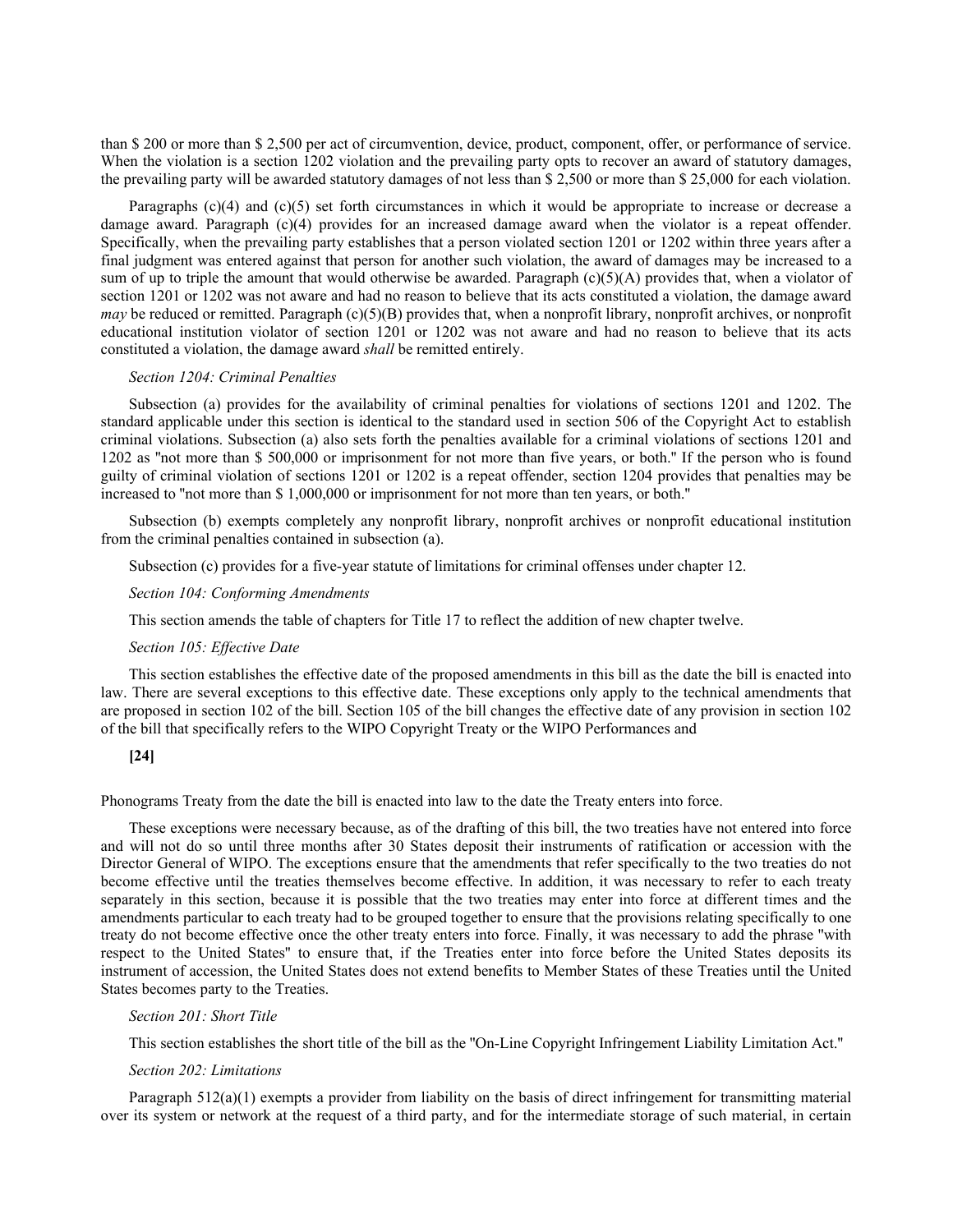than $ 200 or more than $ 2,500 per act of circumvention, device, product, component, offer, or performance of service. When the violation is a section 1202 violation and the prevailing party opts to recover an award of statutory damages, the prevailing party will be awarded statutory damages of not less than $ 2,500 or more than $ 25,000 for each violation.

Paragraphs (c)(4) and (c)(5) set forth circumstances in which it would be appropriate to increase or decrease a damage award. Paragraph (c)(4) provides for an increased damage award when the violator is a repeat offender. Specifically, when the prevailing party establishes that a person violated section 1201 or 1202 within three years after a final judgment was entered against that person for another such violation, the award of damages may be increased to a sum of up to triple the amount that would otherwise be awarded. Paragraph (c)(5)(A) provides that, when a violator of section 1201 or 1202 was not aware and had no reason to believe that its acts constituted a violation, the damage award *may* be reduced or remitted. Paragraph (c)(5)(B) provides that, when a nonprofit library, nonprofit archives, or nonprofit educational institution violator of section 1201 or 1202 was not aware and had no reason to believe that its acts constituted a violation, the damage award *shall* be remitted entirely.

*Section 1204: Criminal Penalties*

Subsection (a) provides for the availability of criminal penalties for violations of sections 1201 and 1202. The standard applicable under this section is identical to the standard used in section 506 of the Copyright Act to establish criminal violations. Subsection (a) also sets forth the penalties available for a criminal violations of sections 1201 and 1202 as "not more than $ 500,000 or imprisonment for not more than five years, or both." If the person who is found guilty of criminal violation of sections 1201 or 1202 is a repeat offender, section 1204 provides that penalties may be increased to "not more than $ 1,000,000 or imprisonment for not more than ten years, or both."

Subsection (b) exempts completely any nonprofit library, nonprofit archives or nonprofit educational institution from the criminal penalties contained in subsection (a).

Subsection (c) provides for a five-year statute of limitations for criminal offenses under chapter 12.

*Section 104: Conforming Amendments*

This section amends the table of chapters for Title 17 to reflect the addition of new chapter twelve.

*Section 105: Effective Date*

This section establishes the effective date of the proposed amendments in this bill as the date the bill is enacted into law. There are several exceptions to this effective date. These exceptions only apply to the technical amendments that are proposed in section 102 of the bill. Section 105 of the bill changes the effective date of any provision in section 102 of the bill that specifically refers to the WIPO Copyright Treaty or the WIPO Performances and

**[24]**

Phonograms Treaty from the date the bill is enacted into law to the date the Treaty enters into force.

These exceptions were necessary because, as of the drafting of this bill, the two treaties have not entered into force and will not do so until three months after 30 States deposit their instruments of ratification or accession with the Director General of WIPO. The exceptions ensure that the amendments that refer specifically to the two treaties do not become effective until the treaties themselves become effective. In addition, it was necessary to refer to each treaty separately in this section, because it is possible that the two treaties may enter into force at different times and the amendments particular to each treaty had to be grouped together to ensure that the provisions relating specifically to one treaty do not become effective once the other treaty enters into force. Finally, it was necessary to add the phrase "with respect to the United States" to ensure that, if the Treaties enter into force before the United States deposits its instrument of accession, the United States does not extend benefits to Member States of these Treaties until the United States becomes party to the Treaties.

*Section 201: Short Title*

This section establishes the short title of the bill as the "On-Line Copyright Infringement Liability Limitation Act."

*Section 202: Limitations*

Paragraph 512(a)(1) exempts a provider from liability on the basis of direct infringement for transmitting material over its system or network at the request of a third party, and for the intermediate storage of such material, in certain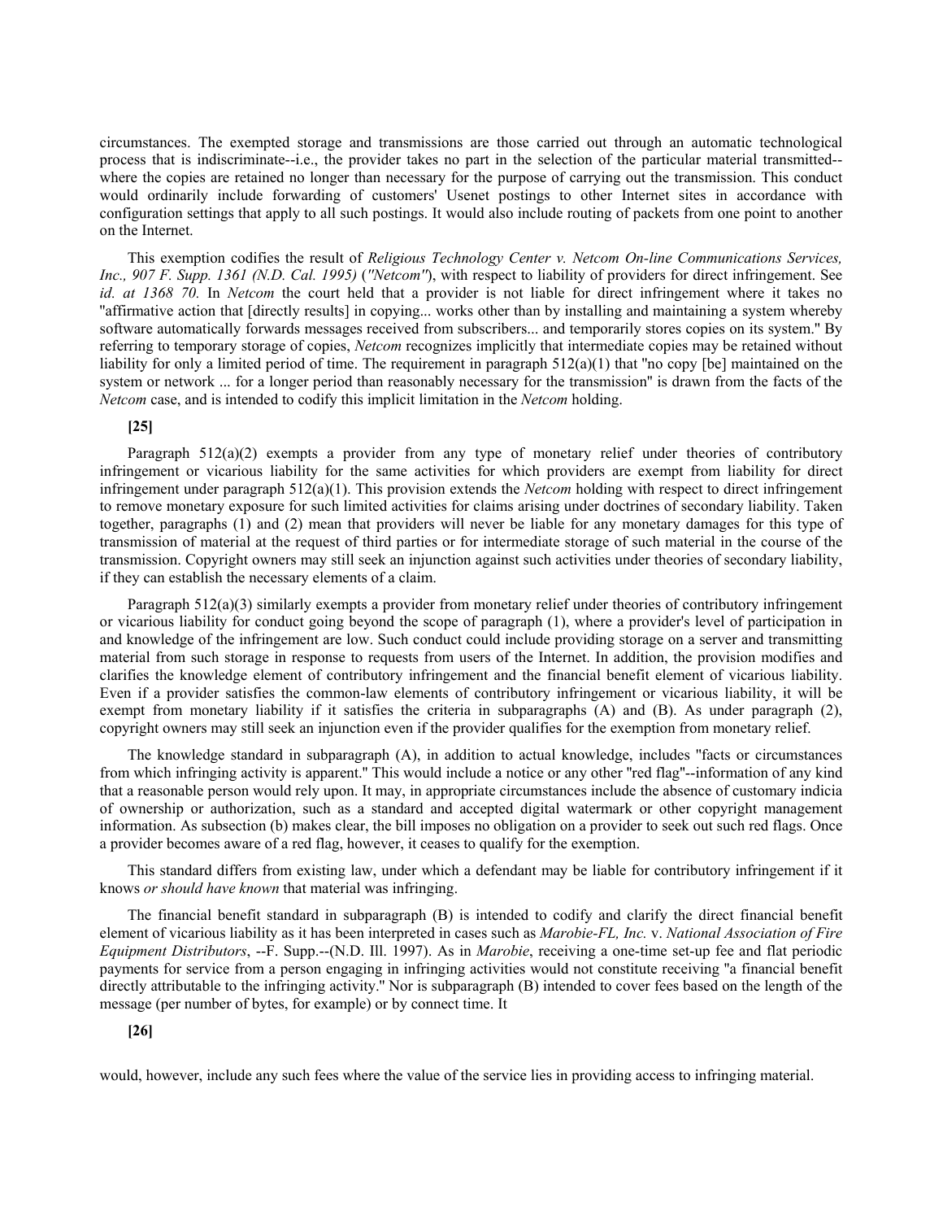circumstances. The exempted storage and transmissions are those carried out through an automatic technological process that is indiscriminate--i.e., the provider takes no part in the selection of the particular material transmitted--where the copies are retained no longer than necessary for the purpose of carrying out the transmission. This conduct would ordinarily include forwarding of customers' Usenet postings to other Internet sites in accordance with configuration settings that apply to all such postings. It would also include routing of packets from one point to another on the Internet.

This exemption codifies the result of *Religious Technology Center v. Netcom On-line Communications Services, Inc., 907 F. Supp. 1361 (N.D. Cal. 1995)* (*"Netcom"*), with respect to liability of providers for direct infringement. See *id. at 1368 70.* In *Netcom* the court held that a provider is not liable for direct infringement where it takes no "affirmative action that [directly results] in copying... works other than by installing and maintaining a system whereby software automatically forwards messages received from subscribers... and temporarily stores copies on its system." By referring to temporary storage of copies, *Netcom* recognizes implicitly that intermediate copies may be retained without liability for only a limited period of time. The requirement in paragraph 512(a)(1) that "no copy [be] maintained on the system or network ... for a longer period than reasonably necessary for the transmission" is drawn from the facts of the *Netcom* case, and is intended to codify this implicit limitation in the *Netcom* holding.

**[25]**

Paragraph 512(a)(2) exempts a provider from any type of monetary relief under theories of contributory infringement or vicarious liability for the same activities for which providers are exempt from liability for direct infringement under paragraph 512(a)(1). This provision extends the *Netcom* holding with respect to direct infringement to remove monetary exposure for such limited activities for claims arising under doctrines of secondary liability. Taken together, paragraphs (1) and (2) mean that providers will never be liable for any monetary damages for this type of transmission of material at the request of third parties or for intermediate storage of such material in the course of the transmission. Copyright owners may still seek an injunction against such activities under theories of secondary liability, if they can establish the necessary elements of a claim.

Paragraph 512(a)(3) similarly exempts a provider from monetary relief under theories of contributory infringement or vicarious liability for conduct going beyond the scope of paragraph (1), where a provider's level of participation in and knowledge of the infringement are low. Such conduct could include providing storage on a server and transmitting material from such storage in response to requests from users of the Internet. In addition, the provision modifies and clarifies the knowledge element of contributory infringement and the financial benefit element of vicarious liability. Even if a provider satisfies the common-law elements of contributory infringement or vicarious liability, it will be exempt from monetary liability if it satisfies the criteria in subparagraphs (A) and (B). As under paragraph (2), copyright owners may still seek an injunction even if the provider qualifies for the exemption from monetary relief.

The knowledge standard in subparagraph (A), in addition to actual knowledge, includes "facts or circumstances from which infringing activity is apparent." This would include a notice or any other "red flag"--information of any kind that a reasonable person would rely upon. It may, in appropriate circumstances include the absence of customary indicia of ownership or authorization, such as a standard and accepted digital watermark or other copyright management information. As subsection (b) makes clear, the bill imposes no obligation on a provider to seek out such red flags. Once a provider becomes aware of a red flag, however, it ceases to qualify for the exemption.

This standard differs from existing law, under which a defendant may be liable for contributory infringement if it knows *or should have known* that material was infringing.

The financial benefit standard in subparagraph (B) is intended to codify and clarify the direct financial benefit element of vicarious liability as it has been interpreted in cases such as *Marobie-FL, Inc.* v. *National Association of Fire Equipment Distributors*, --F. Supp.--(N.D. Ill. 1997). As in *Marobie*, receiving a one-time set-up fee and flat periodic payments for service from a person engaging in infringing activities would not constitute receiving "a financial benefit directly attributable to the infringing activity." Nor is subparagraph (B) intended to cover fees based on the length of the message (per number of bytes, for example) or by connect time. It

**[26]**

would, however, include any such fees where the value of the service lies in providing access to infringing material.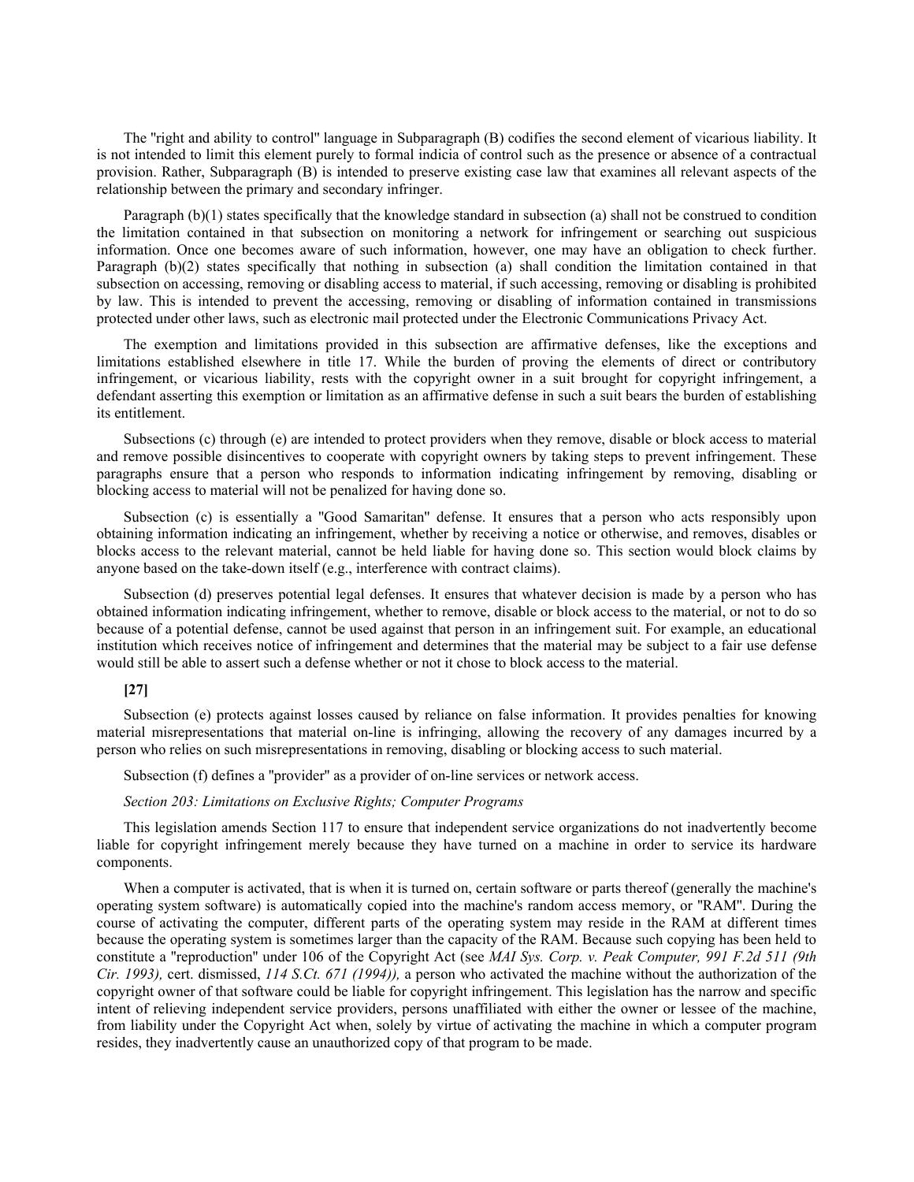The "right and ability to control" language in Subparagraph (B) codifies the second element of vicarious liability. It is not intended to limit this element purely to formal indicia of control such as the presence or absence of a contractual provision. Rather, Subparagraph (B) is intended to preserve existing case law that examines all relevant aspects of the relationship between the primary and secondary infringer.

Paragraph (b)(1) states specifically that the knowledge standard in subsection (a) shall not be construed to condition the limitation contained in that subsection on monitoring a network for infringement or searching out suspicious information. Once one becomes aware of such information, however, one may have an obligation to check further. Paragraph (b)(2) states specifically that nothing in subsection (a) shall condition the limitation contained in that subsection on accessing, removing or disabling access to material, if such accessing, removing or disabling is prohibited by law. This is intended to prevent the accessing, removing or disabling of information contained in transmissions protected under other laws, such as electronic mail protected under the Electronic Communications Privacy Act.

The exemption and limitations provided in this subsection are affirmative defenses, like the exceptions and limitations established elsewhere in title 17. While the burden of proving the elements of direct or contributory infringement, or vicarious liability, rests with the copyright owner in a suit brought for copyright infringement, a defendant asserting this exemption or limitation as an affirmative defense in such a suit bears the burden of establishing its entitlement.

Subsections (c) through (e) are intended to protect providers when they remove, disable or block access to material and remove possible disincentives to cooperate with copyright owners by taking steps to prevent infringement. These paragraphs ensure that a person who responds to information indicating infringement by removing, disabling or blocking access to material will not be penalized for having done so.

Subsection (c) is essentially a "Good Samaritan" defense. It ensures that a person who acts responsibly upon obtaining information indicating an infringement, whether by receiving a notice or otherwise, and removes, disables or blocks access to the relevant material, cannot be held liable for having done so. This section would block claims by anyone based on the take-down itself (e.g., interference with contract claims).

Subsection (d) preserves potential legal defenses. It ensures that whatever decision is made by a person who has obtained information indicating infringement, whether to remove, disable or block access to the material, or not to do so because of a potential defense, cannot be used against that person in an infringement suit. For example, an educational institution which receives notice of infringement and determines that the material may be subject to a fair use defense would still be able to assert such a defense whether or not it chose to block access to the material.

**[27]**

Subsection (e) protects against losses caused by reliance on false information. It provides penalties for knowing material misrepresentations that material on-line is infringing, allowing the recovery of any damages incurred by a person who relies on such misrepresentations in removing, disabling or blocking access to such material.

Subsection (f) defines a "provider" as a provider of on-line services or network access.

*Section 203: Limitations on Exclusive Rights; Computer Programs*

This legislation amends Section 117 to ensure that independent service organizations do not inadvertently become liable for copyright infringement merely because they have turned on a machine in order to service its hardware components.

When a computer is activated, that is when it is turned on, certain software or parts thereof (generally the machine's operating system software) is automatically copied into the machine's random access memory, or "RAM". During the course of activating the computer, different parts of the operating system may reside in the RAM at different times because the operating system is sometimes larger than the capacity of the RAM. Because such copying has been held to constitute a "reproduction" under 106 of the Copyright Act (see *MAI Sys. Corp. v. Peak Computer, 991 F.2d 511 (9th Cir. 1993),* cert. dismissed, *114 S.Ct. 671 (1994)),* a person who activated the machine without the authorization of the copyright owner of that software could be liable for copyright infringement. This legislation has the narrow and specific intent of relieving independent service providers, persons unaffiliated with either the owner or lessee of the machine, from liability under the Copyright Act when, solely by virtue of activating the machine in which a computer program resides, they inadvertently cause an unauthorized copy of that program to be made.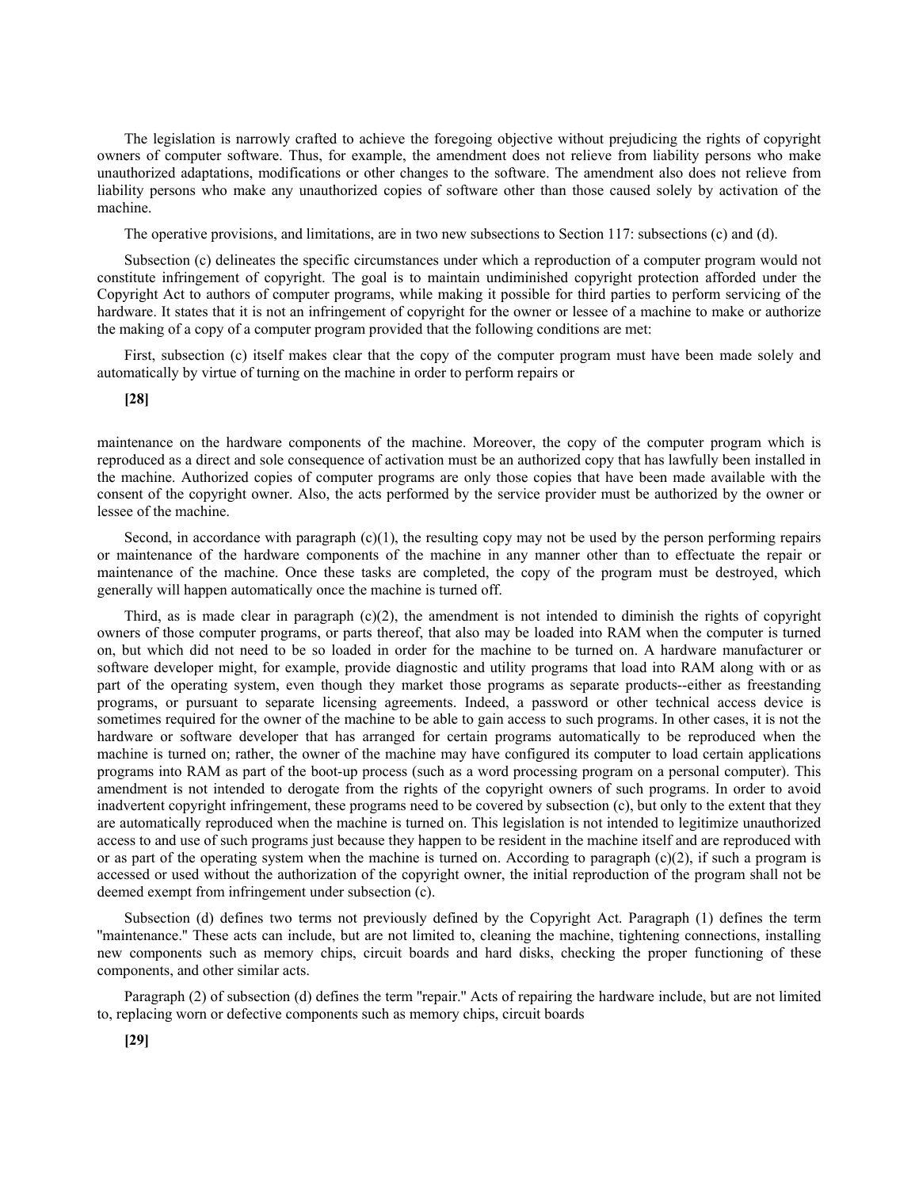The legislation is narrowly crafted to achieve the foregoing objective without prejudicing the rights of copyright owners of computer software. Thus, for example, the amendment does not relieve from liability persons who make unauthorized adaptations, modifications or other changes to the software. The amendment also does not relieve from liability persons who make any unauthorized copies of software other than those caused solely by activation of the machine.

The operative provisions, and limitations, are in two new subsections to Section 117: subsections (c) and (d).

Subsection (c) delineates the specific circumstances under which a reproduction of a computer program would not constitute infringement of copyright. The goal is to maintain undiminished copyright protection afforded under the Copyright Act to authors of computer programs, while making it possible for third parties to perform servicing of the hardware. It states that it is not an infringement of copyright for the owner or lessee of a machine to make or authorize the making of a copy of a computer program provided that the following conditions are met:

First, subsection (c) itself makes clear that the copy of the computer program must have been made solely and automatically by virtue of turning on the machine in order to perform repairs or

**[28]**

maintenance on the hardware components of the machine. Moreover, the copy of the computer program which is reproduced as a direct and sole consequence of activation must be an authorized copy that has lawfully been installed in the machine. Authorized copies of computer programs are only those copies that have been made available with the consent of the copyright owner. Also, the acts performed by the service provider must be authorized by the owner or lessee of the machine.

Second, in accordance with paragraph (c)(1), the resulting copy may not be used by the person performing repairs or maintenance of the hardware components of the machine in any manner other than to effectuate the repair or maintenance of the machine. Once these tasks are completed, the copy of the program must be destroyed, which generally will happen automatically once the machine is turned off.

Third, as is made clear in paragraph (c)(2), the amendment is not intended to diminish the rights of copyright owners of those computer programs, or parts thereof, that also may be loaded into RAM when the computer is turned on, but which did not need to be so loaded in order for the machine to be turned on. A hardware manufacturer or software developer might, for example, provide diagnostic and utility programs that load into RAM along with or as part of the operating system, even though they market those programs as separate products--either as freestanding programs, or pursuant to separate licensing agreements. Indeed, a password or other technical access device is sometimes required for the owner of the machine to be able to gain access to such programs. In other cases, it is not the hardware or software developer that has arranged for certain programs automatically to be reproduced when the machine is turned on; rather, the owner of the machine may have configured its computer to load certain applications programs into RAM as part of the boot-up process (such as a word processing program on a personal computer). This amendment is not intended to derogate from the rights of the copyright owners of such programs. In order to avoid inadvertent copyright infringement, these programs need to be covered by subsection (c), but only to the extent that they are automatically reproduced when the machine is turned on. This legislation is not intended to legitimize unauthorized access to and use of such programs just because they happen to be resident in the machine itself and are reproduced with or as part of the operating system when the machine is turned on. According to paragraph (c)(2), if such a program is accessed or used without the authorization of the copyright owner, the initial reproduction of the program shall not be deemed exempt from infringement under subsection (c).

Subsection (d) defines two terms not previously defined by the Copyright Act. Paragraph (1) defines the term "maintenance." These acts can include, but are not limited to, cleaning the machine, tightening connections, installing new components such as memory chips, circuit boards and hard disks, checking the proper functioning of these components, and other similar acts.

Paragraph (2) of subsection (d) defines the term "repair." Acts of repairing the hardware include, but are not limited to, replacing worn or defective components such as memory chips, circuit boards

**[29]**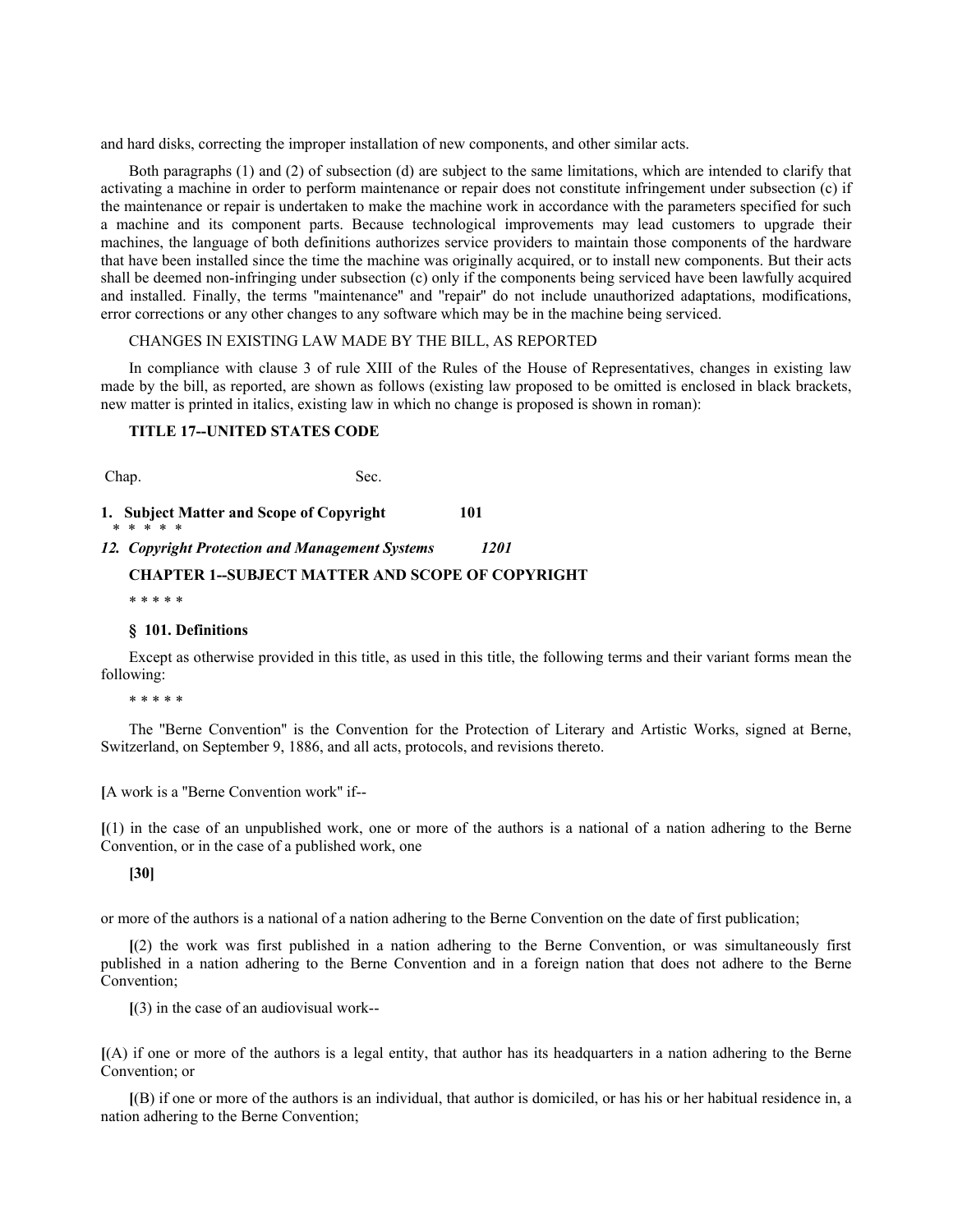and hard disks, correcting the improper installation of new components, and other similar acts.

Both paragraphs (1) and (2) of subsection (d) are subject to the same limitations, which are intended to clarify that activating a machine in order to perform maintenance or repair does not constitute infringement under subsection (c) if the maintenance or repair is undertaken to make the machine work in accordance with the parameters specified for such a machine and its component parts. Because technological improvements may lead customers to upgrade their machines, the language of both definitions authorizes service providers to maintain those components of the hardware that have been installed since the time the machine was originally acquired, or to install new components. But their acts shall be deemed non-infringing under subsection (c) only if the components being serviced have been lawfully acquired and installed. Finally, the terms "maintenance" and "repair" do not include unauthorized adaptations, modifications, error corrections or any other changes to any software which may be in the machine being serviced.

CHANGES IN EXISTING LAW MADE BY THE BILL, AS REPORTED

In compliance with clause 3 of rule XIII of the Rules of the House of Representatives, changes in existing law made by the bill, as reported, are shown as follows (existing law proposed to be omitted is enclosed in black brackets, new matter is printed in italics, existing law in which no change is proposed is shown in roman):

**TITLE 17--UNITED STATES CODE**

| Chap. | Sec. |
|---|---|
| **1. Subject Matter and Scope of Copyright** | **101** |
| * * * * * | |
| ***12. Copyright Protection and Management Systems*** | ***1201*** |

**CHAPTER 1--SUBJECT MATTER AND SCOPE OF COPYRIGHT**

* * * * *

**§ 101. Definitions**

Except as otherwise provided in this title, as used in this title, the following terms and their variant forms mean the following:

* * * * *

The "Berne Convention" is the Convention for the Protection of Literary and Artistic Works, signed at Berne, Switzerland, on September 9, 1886, and all acts, protocols, and revisions thereto.

**[**A work is a "Berne Convention work" if--

**[**(1) in the case of an unpublished work, one or more of the authors is a national of a nation adhering to the Berne Convention, or in the case of a published work, one

**[30]**

or more of the authors is a national of a nation adhering to the Berne Convention on the date of first publication;

**[**(2) the work was first published in a nation adhering to the Berne Convention, or was simultaneously first published in a nation adhering to the Berne Convention and in a foreign nation that does not adhere to the Berne Convention;

**[**(3) in the case of an audiovisual work--

**[**(A) if one or more of the authors is a legal entity, that author has its headquarters in a nation adhering to the Berne Convention; or

**[**(B) if one or more of the authors is an individual, that author is domiciled, or has his or her habitual residence in, a nation adhering to the Berne Convention;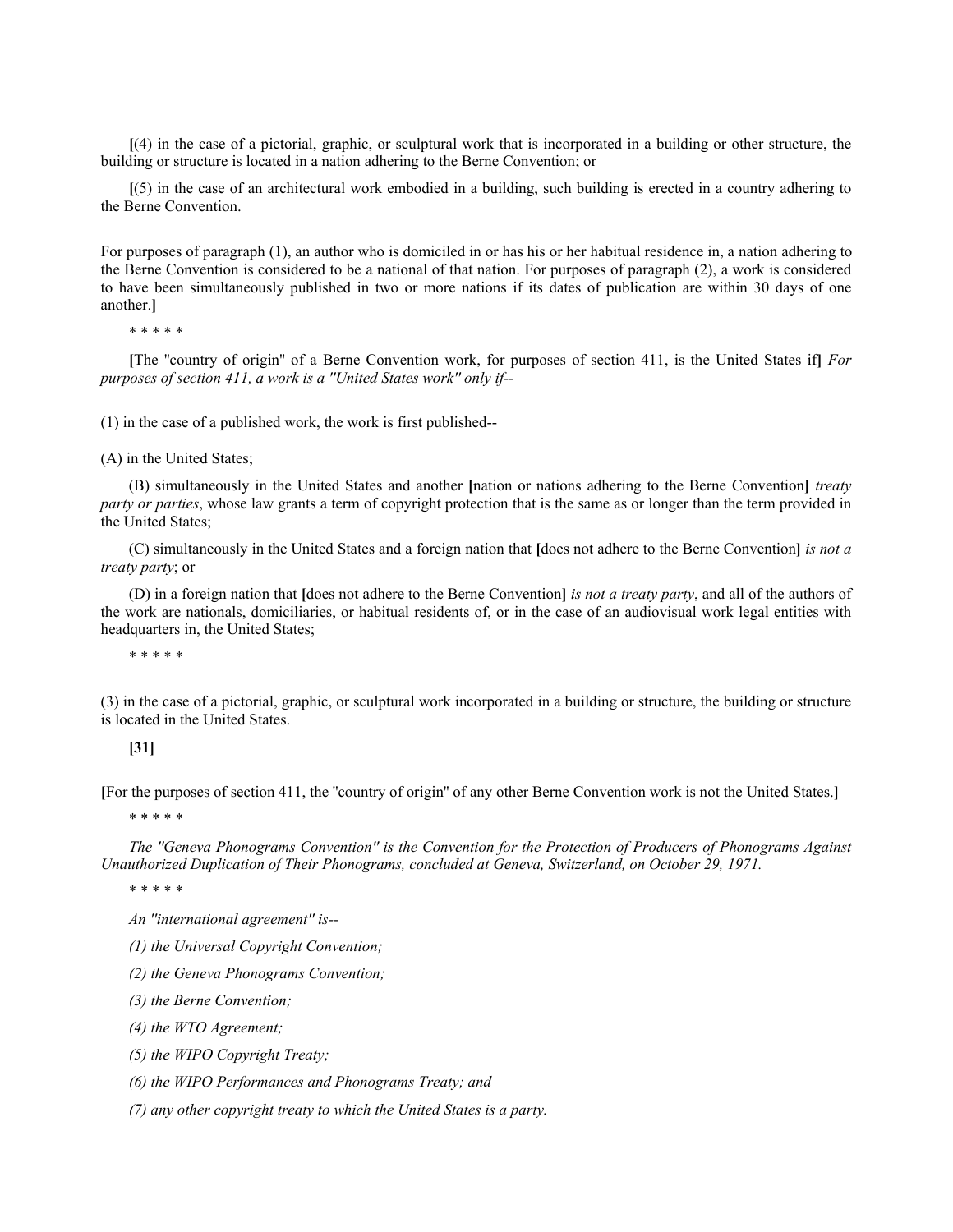[(4) in the case of a pictorial, graphic, or sculptural work that is incorporated in a building or other structure, the building or structure is located in a nation adhering to the Berne Convention; or

[(5) in the case of an architectural work embodied in a building, such building is erected in a country adhering to the Berne Convention.

For purposes of paragraph (1), an author who is domiciled in or has his or her habitual residence in, a nation adhering to the Berne Convention is considered to be a national of that nation. For purposes of paragraph (2), a work is considered to have been simultaneously published in two or more nations if its dates of publication are within 30 days of one another.]

\* \* \* \* \*

[The "country of origin" of a Berne Convention work, for purposes of section 411, is the United States if] *For purposes of section 411, a work is a "United States work" only if--*

(1) in the case of a published work, the work is first published--

(A) in the United States;

(B) simultaneously in the United States and another [nation or nations adhering to the Berne Convention] *treaty party or parties*, whose law grants a term of copyright protection that is the same as or longer than the term provided in the United States;

(C) simultaneously in the United States and a foreign nation that [does not adhere to the Berne Convention] *is not a treaty party*; or

(D) in a foreign nation that [does not adhere to the Berne Convention] *is not a treaty party*, and all of the authors of the work are nationals, domiciliaries, or habitual residents of, or in the case of an audiovisual work legal entities with headquarters in, the United States;

\* \* \* \* \*

(3) in the case of a pictorial, graphic, or sculptural work incorporated in a building or structure, the building or structure is located in the United States.

**[31]**

[For the purposes of section 411, the "country of origin" of any other Berne Convention work is not the United States.]

\* \* \* \* \*

*The "Geneva Phonograms Convention" is the Convention for the Protection of Producers of Phonograms Against Unauthorized Duplication of Their Phonograms, concluded at Geneva, Switzerland, on October 29, 1971.*

\* \* \* \* \*

*An "international agreement" is--*

*(1) the Universal Copyright Convention;*

*(2) the Geneva Phonograms Convention;*

*(3) the Berne Convention;*

*(4) the WTO Agreement;*

*(5) the WIPO Copyright Treaty;*

*(6) the WIPO Performances and Phonograms Treaty; and*

*(7) any other copyright treaty to which the United States is a party.*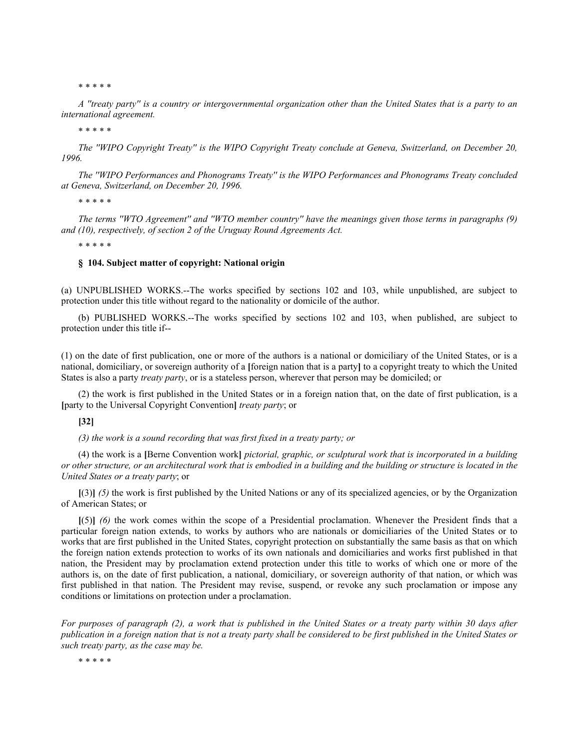\* \* \* \* \*

*A "treaty party" is a country or intergovernmental organization other than the United States that is a party to an international agreement.*

\* \* \* \* \*

*The "WIPO Copyright Treaty" is the WIPO Copyright Treaty conclude at Geneva, Switzerland, on December 20, 1996.*

*The "WIPO Performances and Phonograms Treaty" is the WIPO Performances and Phonograms Treaty concluded at Geneva, Switzerland, on December 20, 1996.*

\* \* \* \* \*

*The terms "WTO Agreement" and "WTO member country" have the meanings given those terms in paragraphs (9) and (10), respectively, of section 2 of the Uruguay Round Agreements Act.*

\* \* \* \* \*

**§ 104. Subject matter of copyright: National origin**

(a) UNPUBLISHED WORKS.--The works specified by sections 102 and 103, while unpublished, are subject to protection under this title without regard to the nationality or domicile of the author.

(b) PUBLISHED WORKS.--The works specified by sections 102 and 103, when published, are subject to protection under this title if--

(1) on the date of first publication, one or more of the authors is a national or domiciliary of the United States, or is a national, domiciliary, or sovereign authority of a **[**foreign nation that is a party**]** to a copyright treaty to which the United States is also a party *treaty party*, or is a stateless person, wherever that person may be domiciled; or

(2) the work is first published in the United States or in a foreign nation that, on the date of first publication, is a **[**party to the Universal Copyright Convention**]** *treaty party*; or

**[32]**

*(3) the work is a sound recording that was first fixed in a treaty party; or*

(4) the work is a **[**Berne Convention work**]** *pictorial, graphic, or sculptural work that is incorporated in a building or other structure, or an architectural work that is embodied in a building and the building or structure is located in the United States or a treaty party*; or

**[**(3)**]** *(5)* the work is first published by the United Nations or any of its specialized agencies, or by the Organization of American States; or

**[**(5)**]** *(6)* the work comes within the scope of a Presidential proclamation. Whenever the President finds that a particular foreign nation extends, to works by authors who are nationals or domiciliaries of the United States or to works that are first published in the United States, copyright protection on substantially the same basis as that on which the foreign nation extends protection to works of its own nationals and domiciliaries and works first published in that nation, the President may by proclamation extend protection under this title to works of which one or more of the authors is, on the date of first publication, a national, domiciliary, or sovereign authority of that nation, or which was first published in that nation. The President may revise, suspend, or revoke any such proclamation or impose any conditions or limitations on protection under a proclamation.

*For purposes of paragraph (2), a work that is published in the United States or a treaty party within 30 days after publication in a foreign nation that is not a treaty party shall be considered to be first published in the United States or such treaty party, as the case may be.*

\* \* \* \* \*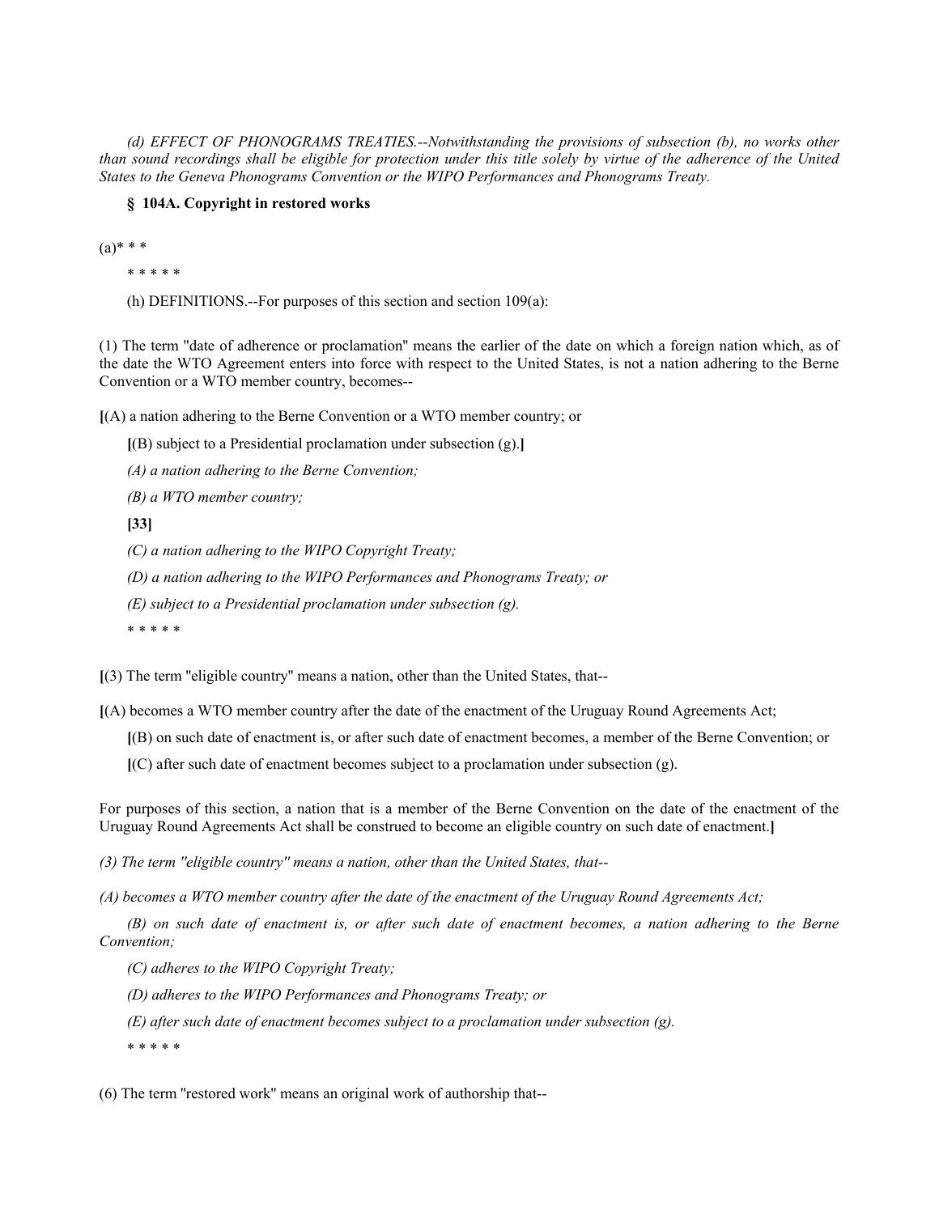*(d) EFFECT OF PHONOGRAMS TREATIES.--Notwithstanding the provisions of subsection (b), no works other than sound recordings shall be eligible for protection under this title solely by virtue of the adherence of the United States to the Geneva Phonograms Convention or the WIPO Performances and Phonograms Treaty.*

**§ 104A. Copyright in restored works**

(a)* * *

\* \* \* \* \*

(h) DEFINITIONS.--For purposes of this section and section 109(a):

(1) The term "date of adherence or proclamation" means the earlier of the date on which a foreign nation which, as of the date the WTO Agreement enters into force with respect to the United States, is not a nation adhering to the Berne Convention or a WTO member country, becomes--

**[**(A) a nation adhering to the Berne Convention or a WTO member country; or

**[**(B) subject to a Presidential proclamation under subsection (g).**]**

*(A) a nation adhering to the Berne Convention;*

*(B) a WTO member country;*

**[33]**

*(C) a nation adhering to the WIPO Copyright Treaty;*

*(D) a nation adhering to the WIPO Performances and Phonograms Treaty; or*

*(E) subject to a Presidential proclamation under subsection (g).*

\* \* \* \* \*

**[**(3) The term "eligible country" means a nation, other than the United States, that--

**[**(A) becomes a WTO member country after the date of the enactment of the Uruguay Round Agreements Act;

**[**(B) on such date of enactment is, or after such date of enactment becomes, a member of the Berne Convention; or

**[**(C) after such date of enactment becomes subject to a proclamation under subsection (g).

For purposes of this section, a nation that is a member of the Berne Convention on the date of the enactment of the Uruguay Round Agreements Act shall be construed to become an eligible country on such date of enactment.**]**

*(3) The term "eligible country" means a nation, other than the United States, that--*

*(A) becomes a WTO member country after the date of the enactment of the Uruguay Round Agreements Act;*

*(B) on such date of enactment is, or after such date of enactment becomes, a nation adhering to the Berne Convention;*

*(C) adheres to the WIPO Copyright Treaty;*

*(D) adheres to the WIPO Performances and Phonograms Treaty; or*

*(E) after such date of enactment becomes subject to a proclamation under subsection (g).*

\* \* \* \* \*

(6) The term "restored work" means an original work of authorship that--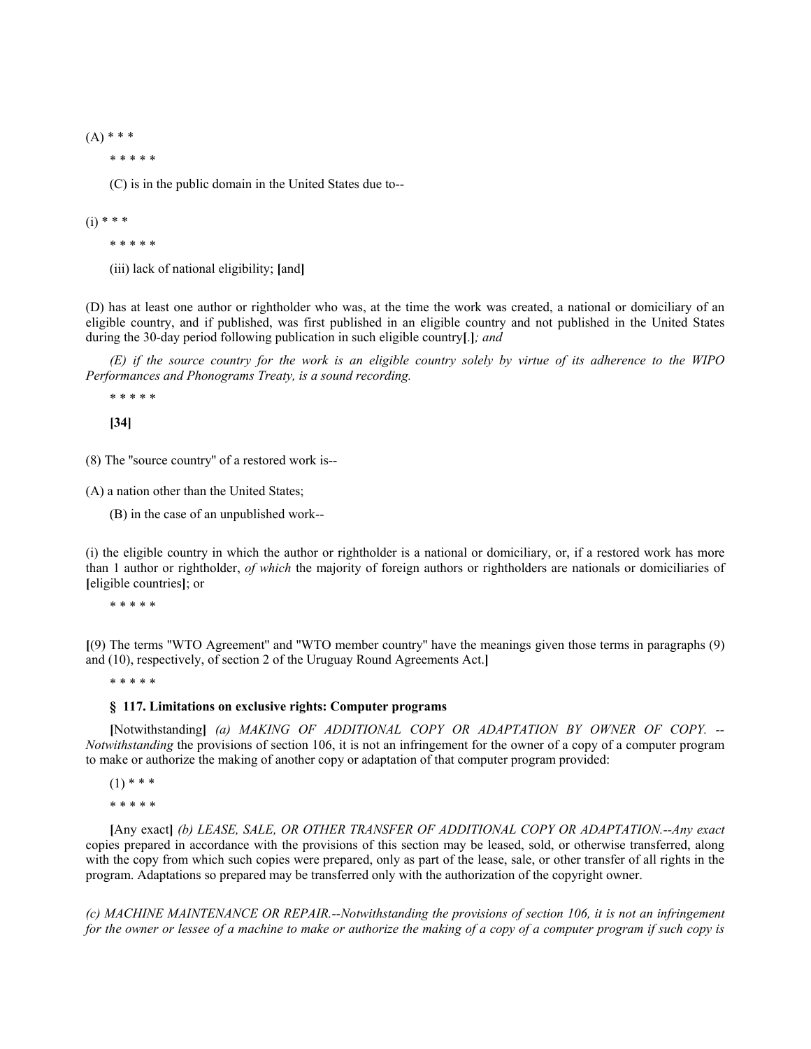(A) * * *

* * * * *

(C) is in the public domain in the United States due to--

(i) * * *

* * * * *

(iii) lack of national eligibility; **[**and**]**

(D) has at least one author or rightholder who was, at the time the work was created, a national or domiciliary of an eligible country, and if published, was first published in an eligible country and not published in the United States during the 30-day period following publication in such eligible country**[**.**]***; and*

*(E) if the source country for the work is an eligible country solely by virtue of its adherence to the WIPO Performances and Phonograms Treaty, is a sound recording.*

* * * * *

**[34]**

(8) The "source country" of a restored work is--

(A) a nation other than the United States;

(B) in the case of an unpublished work--

(i) the eligible country in which the author or rightholder is a national or domiciliary, or, if a restored work has more than 1 author or rightholder, *of which* the majority of foreign authors or rightholders are nationals or domiciliaries of **[**eligible countries**]**; or

* * * * *

**[**(9) The terms "WTO Agreement" and "WTO member country" have the meanings given those terms in paragraphs (9) and (10), respectively, of section 2 of the Uruguay Round Agreements Act.**]**

* * * * *

**§ 117. Limitations on exclusive rights: Computer programs**

**[**Notwithstanding**]** *(a) MAKING OF ADDITIONAL COPY OR ADAPTATION BY OWNER OF COPY. --Notwithstanding* the provisions of section 106, it is not an infringement for the owner of a copy of a computer program to make or authorize the making of another copy or adaptation of that computer program provided:

(1) * * *

* * * * *

**[**Any exact**]** *(b) LEASE, SALE, OR OTHER TRANSFER OF ADDITIONAL COPY OR ADAPTATION.--Any exact* copies prepared in accordance with the provisions of this section may be leased, sold, or otherwise transferred, along with the copy from which such copies were prepared, only as part of the lease, sale, or other transfer of all rights in the program. Adaptations so prepared may be transferred only with the authorization of the copyright owner.

*(c) MACHINE MAINTENANCE OR REPAIR.--Notwithstanding the provisions of section 106, it is not an infringement for the owner or lessee of a machine to make or authorize the making of a copy of a computer program if such copy is*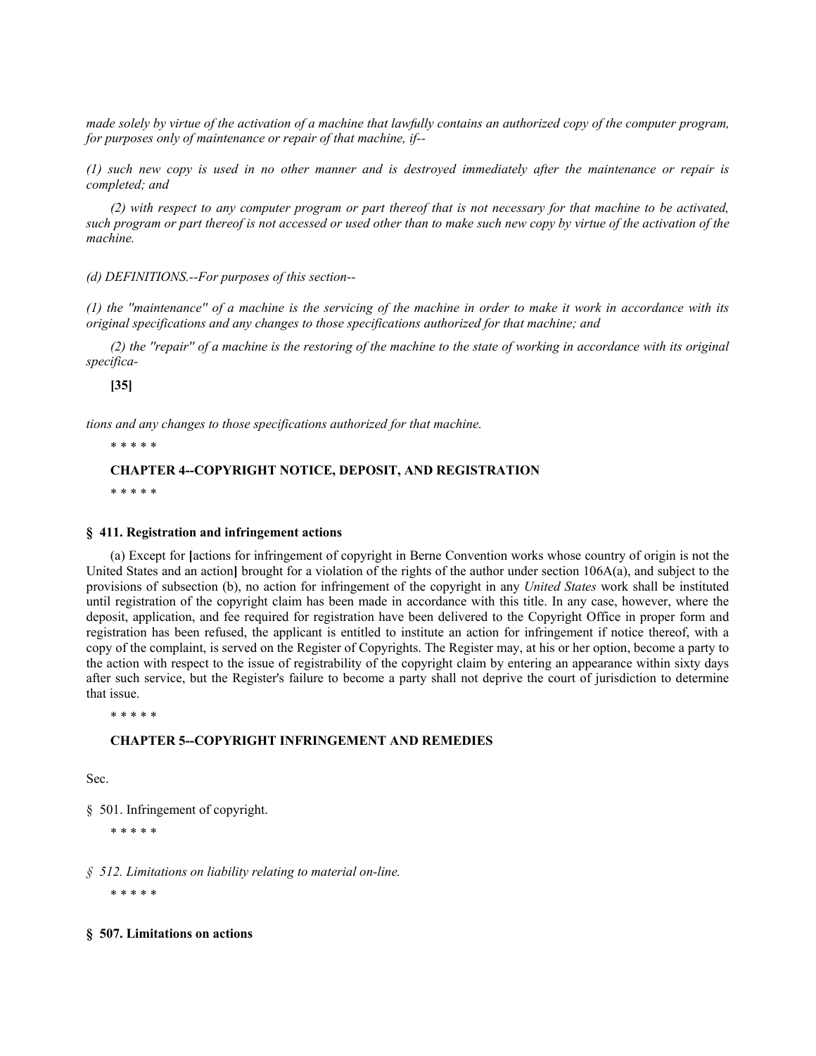*made solely by virtue of the activation of a machine that lawfully contains an authorized copy of the computer program, for purposes only of maintenance or repair of that machine, if--*

*(1) such new copy is used in no other manner and is destroyed immediately after the maintenance or repair is completed; and*

*(2) with respect to any computer program or part thereof that is not necessary for that machine to be activated, such program or part thereof is not accessed or used other than to make such new copy by virtue of the activation of the machine.*

*(d) DEFINITIONS.--For purposes of this section--*

*(1) the ''maintenance'' of a machine is the servicing of the machine in order to make it work in accordance with its original specifications and any changes to those specifications authorized for that machine; and*

*(2) the ''repair'' of a machine is the restoring of the machine to the state of working in accordance with its original specifica-*

**[35]**

*tions and any changes to those specifications authorized for that machine.*

\* \* \* \* \*

**CHAPTER 4--COPYRIGHT NOTICE, DEPOSIT, AND REGISTRATION**

\* \* \* \* \*

### § 411. Registration and infringement actions

(a) Except for **[**actions for infringement of copyright in Berne Convention works whose country of origin is not the United States and an action**]** brought for a violation of the rights of the author under section 106A(a), and subject to the provisions of subsection (b), no action for infringement of the copyright in any *United States* work shall be instituted until registration of the copyright claim has been made in accordance with this title. In any case, however, where the deposit, application, and fee required for registration have been delivered to the Copyright Office in proper form and registration has been refused, the applicant is entitled to institute an action for infringement if notice thereof, with a copy of the complaint, is served on the Register of Copyrights. The Register may, at his or her option, become a party to the action with respect to the issue of registrability of the copyright claim by entering an appearance within sixty days after such service, but the Register's failure to become a party shall not deprive the court of jurisdiction to determine that issue.

\* \* \* \* \*

**CHAPTER 5--COPYRIGHT INFRINGEMENT AND REMEDIES**

Sec.

§ 501. Infringement of copyright.

\* \* \* \* \*

*§ 512. Limitations on liability relating to material on-line.*

\* \* \* \* \*

### § 507. Limitations on actions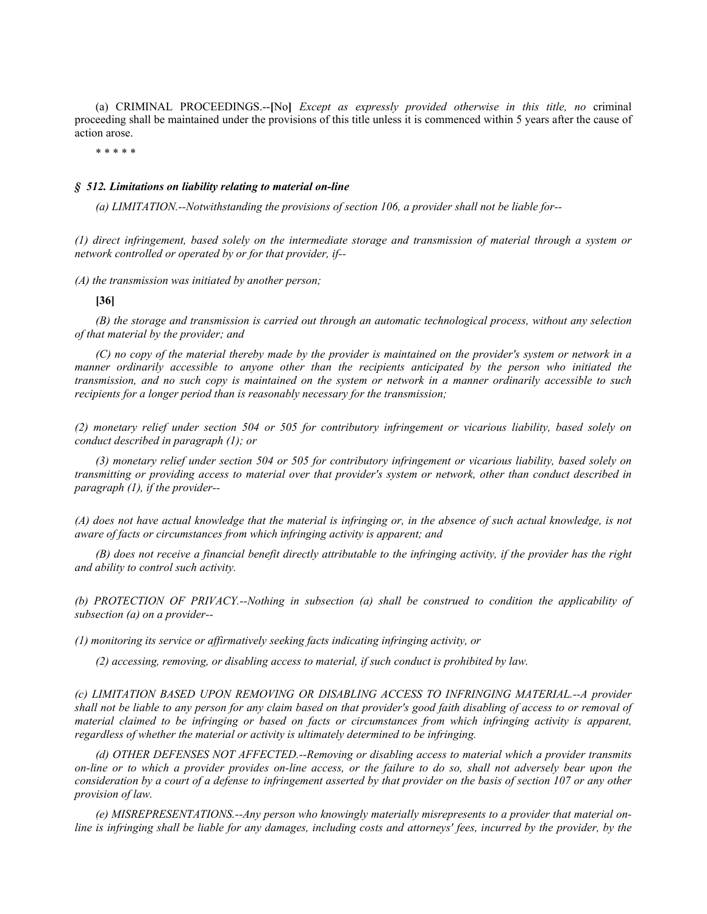(a) CRIMINAL PROCEEDINGS.--**[**No**]** *Except as expressly provided otherwise in this title, no* criminal proceeding shall be maintained under the provisions of this title unless it is commenced within 5 years after the cause of action arose.

* * * * *

### *§ 512. Limitations on liability relating to material on-line*

*(a) LIMITATION.--Notwithstanding the provisions of section 106, a provider shall not be liable for--*

*(1) direct infringement, based solely on the intermediate storage and transmission of material through a system or network controlled or operated by or for that provider, if--*

*(A) the transmission was initiated by another person;*

**[36]**

*(B) the storage and transmission is carried out through an automatic technological process, without any selection of that material by the provider; and*

*(C) no copy of the material thereby made by the provider is maintained on the provider's system or network in a manner ordinarily accessible to anyone other than the recipients anticipated by the person who initiated the transmission, and no such copy is maintained on the system or network in a manner ordinarily accessible to such recipients for a longer period than is reasonably necessary for the transmission;*

*(2) monetary relief under section 504 or 505 for contributory infringement or vicarious liability, based solely on conduct described in paragraph (1); or*

*(3) monetary relief under section 504 or 505 for contributory infringement or vicarious liability, based solely on transmitting or providing access to material over that provider's system or network, other than conduct described in paragraph (1), if the provider--*

*(A) does not have actual knowledge that the material is infringing or, in the absence of such actual knowledge, is not aware of facts or circumstances from which infringing activity is apparent; and*

*(B) does not receive a financial benefit directly attributable to the infringing activity, if the provider has the right and ability to control such activity.*

*(b) PROTECTION OF PRIVACY.--Nothing in subsection (a) shall be construed to condition the applicability of subsection (a) on a provider--*

*(1) monitoring its service or affirmatively seeking facts indicating infringing activity, or*

*(2) accessing, removing, or disabling access to material, if such conduct is prohibited by law.*

*(c) LIMITATION BASED UPON REMOVING OR DISABLING ACCESS TO INFRINGING MATERIAL.--A provider shall not be liable to any person for any claim based on that provider's good faith disabling of access to or removal of material claimed to be infringing or based on facts or circumstances from which infringing activity is apparent, regardless of whether the material or activity is ultimately determined to be infringing.*

*(d) OTHER DEFENSES NOT AFFECTED.--Removing or disabling access to material which a provider transmits on-line or to which a provider provides on-line access, or the failure to do so, shall not adversely bear upon the consideration by a court of a defense to infringement asserted by that provider on the basis of section 107 or any other provision of law.*

*(e) MISREPRESENTATIONS.--Any person who knowingly materially misrepresents to a provider that material on-line is infringing shall be liable for any damages, including costs and attorneys' fees, incurred by the provider, by the*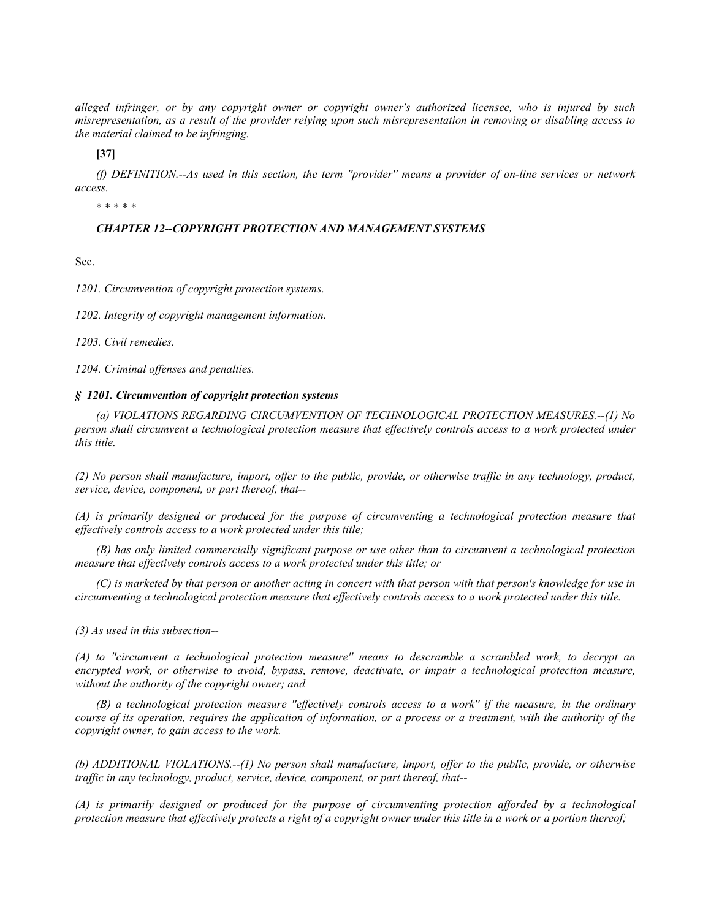*alleged infringer, or by any copyright owner or copyright owner's authorized licensee, who is injured by such misrepresentation, as a result of the provider relying upon such misrepresentation in removing or disabling access to the material claimed to be infringing.*

**[37]**

*(f) DEFINITION.--As used in this section, the term ''provider'' means a provider of on-line services or network access.*

* * * * *

***CHAPTER 12--COPYRIGHT PROTECTION AND MANAGEMENT SYSTEMS***

Sec.

*1201. Circumvention of copyright protection systems.*

*1202. Integrity of copyright management information.*

*1203. Civil remedies.*

*1204. Criminal offenses and penalties.*

***§ 1201. Circumvention of copyright protection systems***

*(a) VIOLATIONS REGARDING CIRCUMVENTION OF TECHNOLOGICAL PROTECTION MEASURES.--(1) No person shall circumvent a technological protection measure that effectively controls access to a work protected under this title.*

*(2) No person shall manufacture, import, offer to the public, provide, or otherwise traffic in any technology, product, service, device, component, or part thereof, that--*

*(A) is primarily designed or produced for the purpose of circumventing a technological protection measure that effectively controls access to a work protected under this title;*

*(B) has only limited commercially significant purpose or use other than to circumvent a technological protection measure that effectively controls access to a work protected under this title; or*

*(C) is marketed by that person or another acting in concert with that person with that person's knowledge for use in circumventing a technological protection measure that effectively controls access to a work protected under this title.*

*(3) As used in this subsection--*

*(A) to ''circumvent a technological protection measure'' means to descramble a scrambled work, to decrypt an encrypted work, or otherwise to avoid, bypass, remove, deactivate, or impair a technological protection measure, without the authority of the copyright owner; and*

*(B) a technological protection measure ''effectively controls access to a work'' if the measure, in the ordinary course of its operation, requires the application of information, or a process or a treatment, with the authority of the copyright owner, to gain access to the work.*

*(b) ADDITIONAL VIOLATIONS.--(1) No person shall manufacture, import, offer to the public, provide, or otherwise traffic in any technology, product, service, device, component, or part thereof, that--*

*(A) is primarily designed or produced for the purpose of circumventing protection afforded by a technological protection measure that effectively protects a right of a copyright owner under this title in a work or a portion thereof;*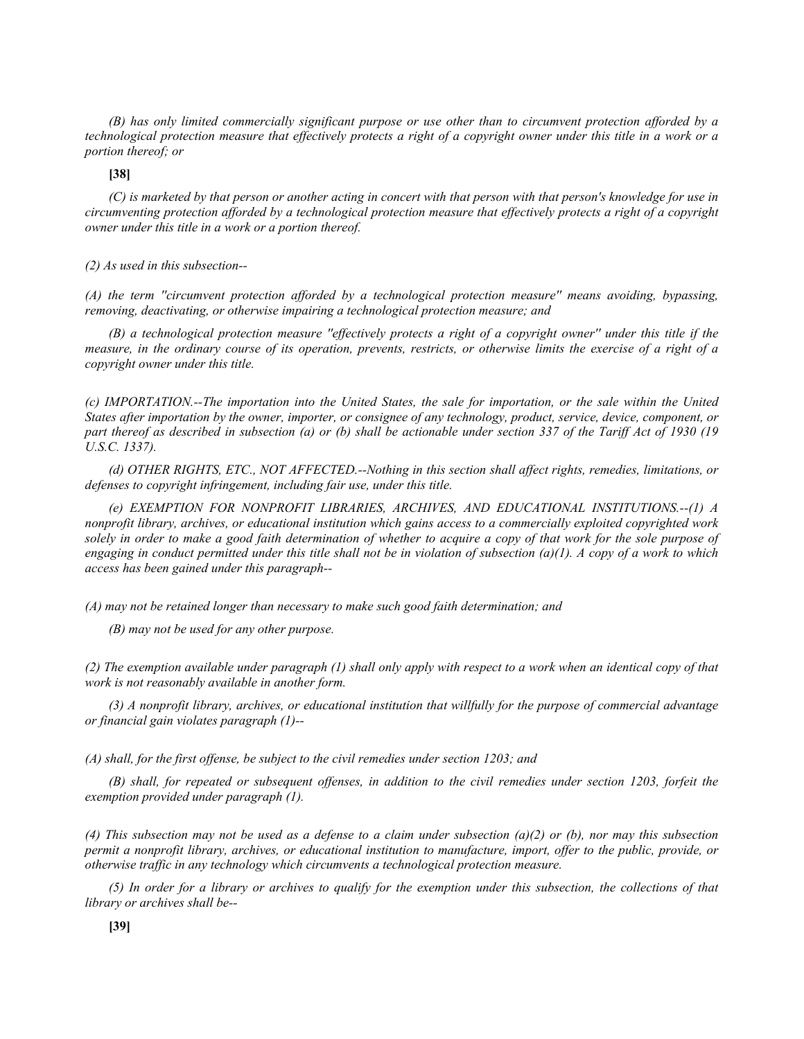*(B) has only limited commercially significant purpose or use other than to circumvent protection afforded by a technological protection measure that effectively protects a right of a copyright owner under this title in a work or a portion thereof; or*

**[38]**

*(C) is marketed by that person or another acting in concert with that person with that person's knowledge for use in circumventing protection afforded by a technological protection measure that effectively protects a right of a copyright owner under this title in a work or a portion thereof.*

*(2) As used in this subsection--*

*(A) the term ''circumvent protection afforded by a technological protection measure'' means avoiding, bypassing, removing, deactivating, or otherwise impairing a technological protection measure; and*

*(B) a technological protection measure ''effectively protects a right of a copyright owner'' under this title if the measure, in the ordinary course of its operation, prevents, restricts, or otherwise limits the exercise of a right of a copyright owner under this title.*

*(c) IMPORTATION.--The importation into the United States, the sale for importation, or the sale within the United States after importation by the owner, importer, or consignee of any technology, product, service, device, component, or part thereof as described in subsection (a) or (b) shall be actionable under section 337 of the Tariff Act of 1930 (19 U.S.C. 1337).*

*(d) OTHER RIGHTS, ETC., NOT AFFECTED.--Nothing in this section shall affect rights, remedies, limitations, or defenses to copyright infringement, including fair use, under this title.*

*(e) EXEMPTION FOR NONPROFIT LIBRARIES, ARCHIVES, AND EDUCATIONAL INSTITUTIONS.--(1) A nonprofit library, archives, or educational institution which gains access to a commercially exploited copyrighted work solely in order to make a good faith determination of whether to acquire a copy of that work for the sole purpose of engaging in conduct permitted under this title shall not be in violation of subsection (a)(1). A copy of a work to which access has been gained under this paragraph--*

*(A) may not be retained longer than necessary to make such good faith determination; and*

*(B) may not be used for any other purpose.*

*(2) The exemption available under paragraph (1) shall only apply with respect to a work when an identical copy of that work is not reasonably available in another form.*

*(3) A nonprofit library, archives, or educational institution that willfully for the purpose of commercial advantage or financial gain violates paragraph (1)--*

*(A) shall, for the first offense, be subject to the civil remedies under section 1203; and*

*(B) shall, for repeated or subsequent offenses, in addition to the civil remedies under section 1203, forfeit the exemption provided under paragraph (1).*

*(4) This subsection may not be used as a defense to a claim under subsection (a)(2) or (b), nor may this subsection permit a nonprofit library, archives, or educational institution to manufacture, import, offer to the public, provide, or otherwise traffic in any technology which circumvents a technological protection measure.*

*(5) In order for a library or archives to qualify for the exemption under this subsection, the collections of that library or archives shall be--*

**[39]**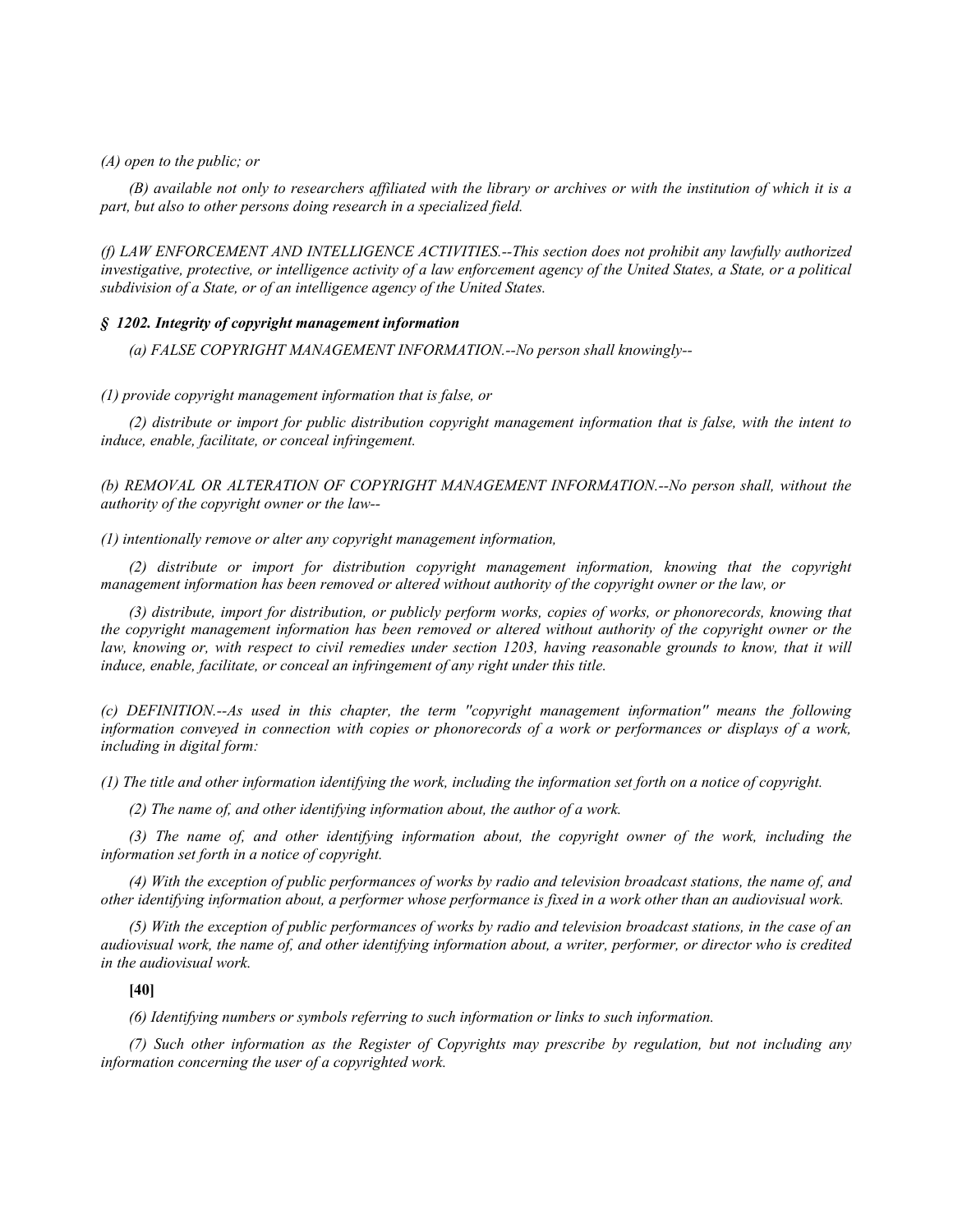*(A) open to the public; or*

*(B) available not only to researchers affiliated with the library or archives or with the institution of which it is a part, but also to other persons doing research in a specialized field.*

*(f) LAW ENFORCEMENT AND INTELLIGENCE ACTIVITIES.--This section does not prohibit any lawfully authorized investigative, protective, or intelligence activity of a law enforcement agency of the United States, a State, or a political subdivision of a State, or of an intelligence agency of the United States.*

***§ 1202. Integrity of copyright management information***

*(a) FALSE COPYRIGHT MANAGEMENT INFORMATION.--No person shall knowingly--*

*(1) provide copyright management information that is false, or*

*(2) distribute or import for public distribution copyright management information that is false, with the intent to induce, enable, facilitate, or conceal infringement.*

*(b) REMOVAL OR ALTERATION OF COPYRIGHT MANAGEMENT INFORMATION.--No person shall, without the authority of the copyright owner or the law--*

*(1) intentionally remove or alter any copyright management information,*

*(2) distribute or import for distribution copyright management information, knowing that the copyright management information has been removed or altered without authority of the copyright owner or the law, or*

*(3) distribute, import for distribution, or publicly perform works, copies of works, or phonorecords, knowing that the copyright management information has been removed or altered without authority of the copyright owner or the law, knowing or, with respect to civil remedies under section 1203, having reasonable grounds to know, that it will induce, enable, facilitate, or conceal an infringement of any right under this title.*

*(c) DEFINITION.--As used in this chapter, the term ''copyright management information'' means the following information conveyed in connection with copies or phonorecords of a work or performances or displays of a work, including in digital form:*

*(1) The title and other information identifying the work, including the information set forth on a notice of copyright.*

*(2) The name of, and other identifying information about, the author of a work.*

*(3) The name of, and other identifying information about, the copyright owner of the work, including the information set forth in a notice of copyright.*

*(4) With the exception of public performances of works by radio and television broadcast stations, the name of, and other identifying information about, a performer whose performance is fixed in a work other than an audiovisual work.*

*(5) With the exception of public performances of works by radio and television broadcast stations, in the case of an audiovisual work, the name of, and other identifying information about, a writer, performer, or director who is credited in the audiovisual work.*

**[40]**

*(6) Identifying numbers or symbols referring to such information or links to such information.*

*(7) Such other information as the Register of Copyrights may prescribe by regulation, but not including any information concerning the user of a copyrighted work.*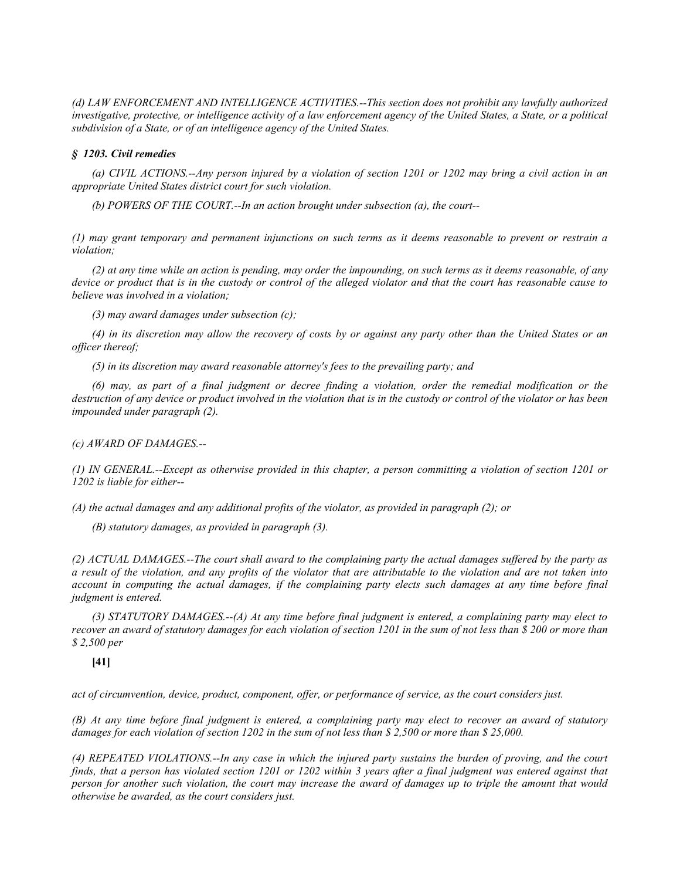*(d) LAW ENFORCEMENT AND INTELLIGENCE ACTIVITIES.--This section does not prohibit any lawfully authorized investigative, protective, or intelligence activity of a law enforcement agency of the United States, a State, or a political subdivision of a State, or of an intelligence agency of the United States.*

### *§ 1203. Civil remedies*

*(a) CIVIL ACTIONS.--Any person injured by a violation of section 1201 or 1202 may bring a civil action in an appropriate United States district court for such violation.*

*(b) POWERS OF THE COURT.--In an action brought under subsection (a), the court--*

*(1) may grant temporary and permanent injunctions on such terms as it deems reasonable to prevent or restrain a violation;*

*(2) at any time while an action is pending, may order the impounding, on such terms as it deems reasonable, of any device or product that is in the custody or control of the alleged violator and that the court has reasonable cause to believe was involved in a violation;*

*(3) may award damages under subsection (c);*

*(4) in its discretion may allow the recovery of costs by or against any party other than the United States or an officer thereof;*

*(5) in its discretion may award reasonable attorney's fees to the prevailing party; and*

*(6) may, as part of a final judgment or decree finding a violation, order the remedial modification or the destruction of any device or product involved in the violation that is in the custody or control of the violator or has been impounded under paragraph (2).*

*(c) AWARD OF DAMAGES.--*

*(1) IN GENERAL.--Except as otherwise provided in this chapter, a person committing a violation of section 1201 or 1202 is liable for either--*

*(A) the actual damages and any additional profits of the violator, as provided in paragraph (2); or*

*(B) statutory damages, as provided in paragraph (3).*

*(2) ACTUAL DAMAGES.--The court shall award to the complaining party the actual damages suffered by the party as a result of the violation, and any profits of the violator that are attributable to the violation and are not taken into account in computing the actual damages, if the complaining party elects such damages at any time before final judgment is entered.*

*(3) STATUTORY DAMAGES.--(A) At any time before final judgment is entered, a complaining party may elect to recover an award of statutory damages for each violation of section 1201 in the sum of not less than $ 200 or more than $ 2,500 per*

**[41]**

*act of circumvention, device, product, component, offer, or performance of service, as the court considers just.*

*(B) At any time before final judgment is entered, a complaining party may elect to recover an award of statutory damages for each violation of section 1202 in the sum of not less than $ 2,500 or more than $ 25,000.*

*(4) REPEATED VIOLATIONS.--In any case in which the injured party sustains the burden of proving, and the court finds, that a person has violated section 1201 or 1202 within 3 years after a final judgment was entered against that person for another such violation, the court may increase the award of damages up to triple the amount that would otherwise be awarded, as the court considers just.*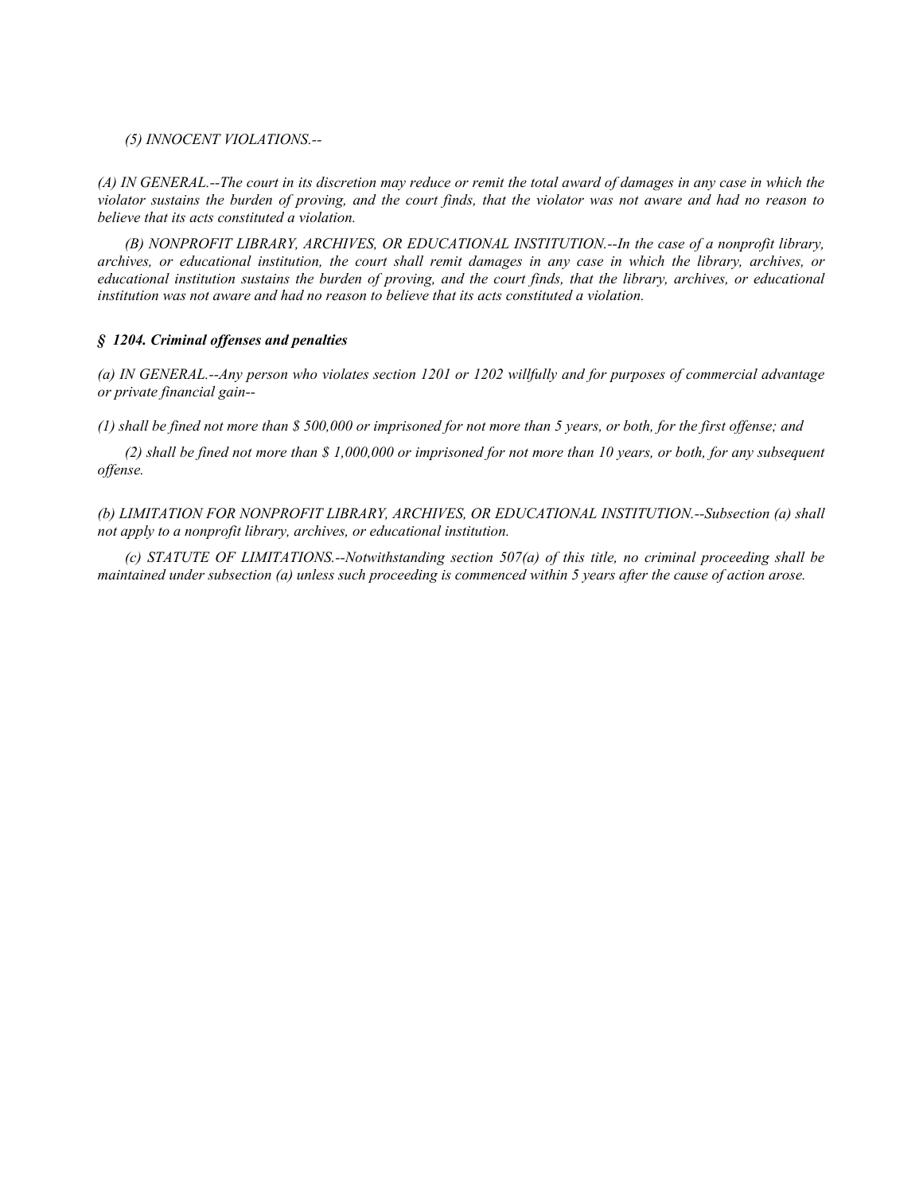*(5) INNOCENT VIOLATIONS.--*

*(A) IN GENERAL.--The court in its discretion may reduce or remit the total award of damages in any case in which the violator sustains the burden of proving, and the court finds, that the violator was not aware and had no reason to believe that its acts constituted a violation.*

*(B) NONPROFIT LIBRARY, ARCHIVES, OR EDUCATIONAL INSTITUTION.--In the case of a nonprofit library, archives, or educational institution, the court shall remit damages in any case in which the library, archives, or educational institution sustains the burden of proving, and the court finds, that the library, archives, or educational institution was not aware and had no reason to believe that its acts constituted a violation.*

### *§ 1204. Criminal offenses and penalties*

*(a) IN GENERAL.--Any person who violates section 1201 or 1202 willfully and for purposes of commercial advantage or private financial gain--*

*(1) shall be fined not more than $ 500,000 or imprisoned for not more than 5 years, or both, for the first offense; and*

*(2) shall be fined not more than $ 1,000,000 or imprisoned for not more than 10 years, or both, for any subsequent offense.*

*(b) LIMITATION FOR NONPROFIT LIBRARY, ARCHIVES, OR EDUCATIONAL INSTITUTION.--Subsection (a) shall not apply to a nonprofit library, archives, or educational institution.*

*(c) STATUTE OF LIMITATIONS.--Notwithstanding section 507(a) of this title, no criminal proceeding shall be maintained under subsection (a) unless such proceeding is commenced within 5 years after the cause of action arose.*